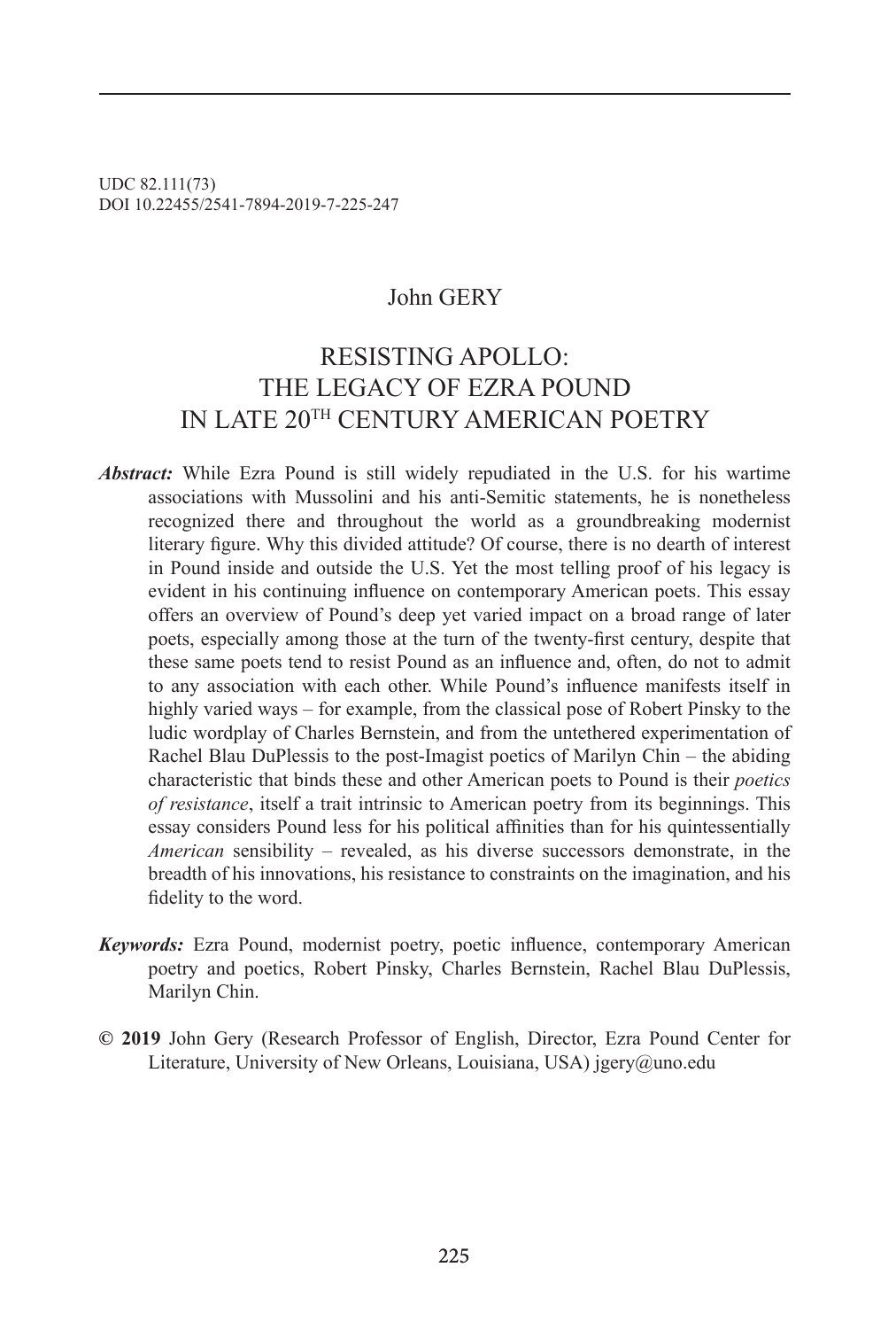UDC 82.111(73)
DOI 10.22455/2541-7894-2019-7-225-247

John GERY

# RESISTING APOLLO: THE LEGACY OF EZRA POUND IN LATE 20TH CENTURY AMERICAN POETRY

***Abstract:*** While Ezra Pound is still widely repudiated in the U.S. for his wartime associations with Mussolini and his anti-Semitic statements, he is nonetheless recognized there and throughout the world as a groundbreaking modernist literary figure. Why this divided attitude? Of course, there is no dearth of interest in Pound inside and outside the U.S. Yet the most telling proof of his legacy is evident in his continuing influence on contemporary American poets. This essay offers an overview of Pound's deep yet varied impact on a broad range of later poets, especially among those at the turn of the twenty-first century, despite that these same poets tend to resist Pound as an influence and, often, do not to admit to any association with each other. While Pound's influence manifests itself in highly varied ways – for example, from the classical pose of Robert Pinsky to the ludic wordplay of Charles Bernstein, and from the untethered experimentation of Rachel Blau DuPlessis to the post-Imagist poetics of Marilyn Chin – the abiding characteristic that binds these and other American poets to Pound is their *poetics of resistance*, itself a trait intrinsic to American poetry from its beginnings. This essay considers Pound less for his political affinities than for his quintessentially *American* sensibility – revealed, as his diverse successors demonstrate, in the breadth of his innovations, his resistance to constraints on the imagination, and his fidelity to the word.

***Keywords:*** Ezra Pound, modernist poetry, poetic influence, contemporary American poetry and poetics, Robert Pinsky, Charles Bernstein, Rachel Blau DuPlessis, Marilyn Chin.

**© 2019** John Gery (Research Professor of English, Director, Ezra Pound Center for Literature, University of New Orleans, Louisiana, USA) jgery@uno.edu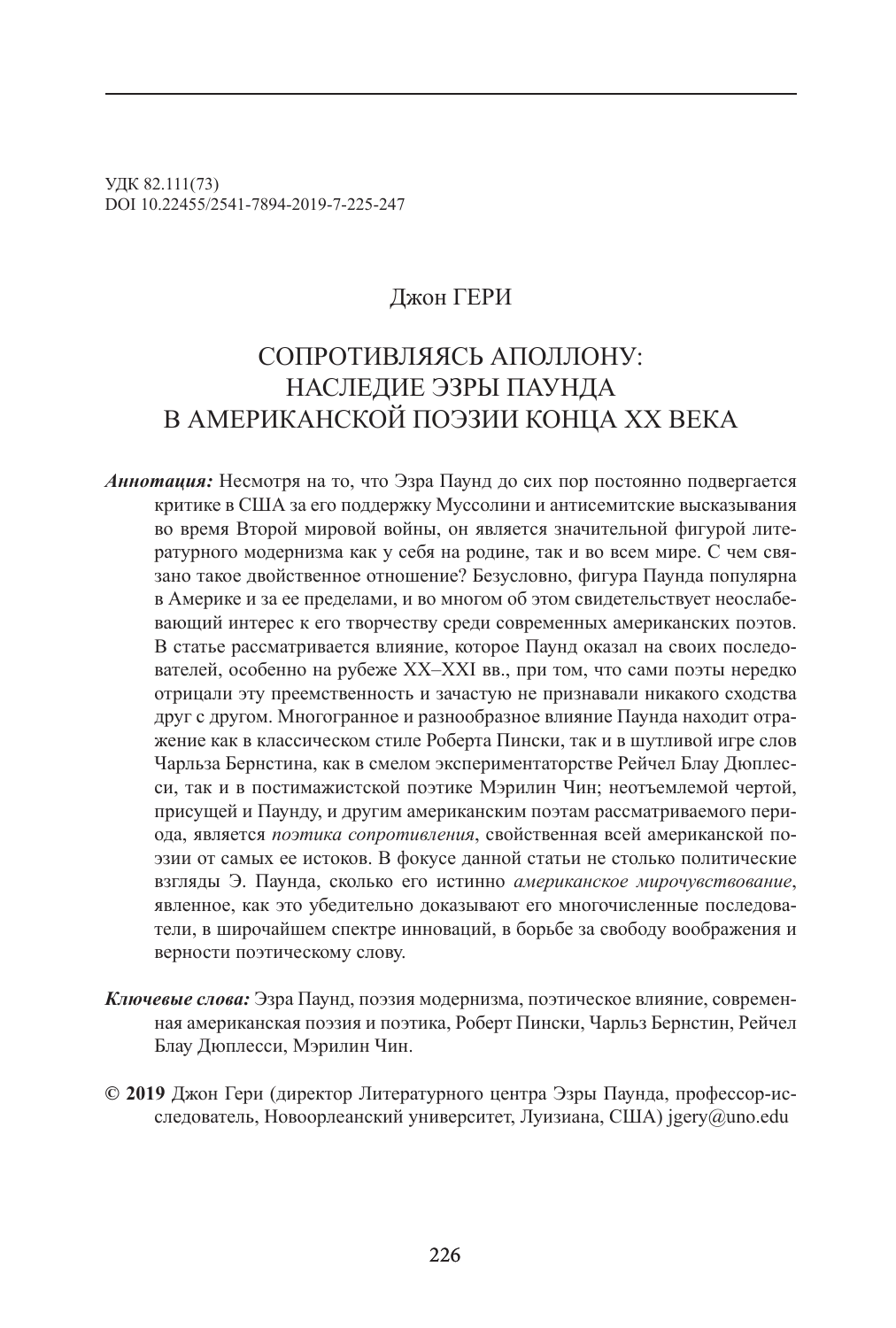УДК 82.111(73)
DOI 10.22455/2541-7894-2019-7-225-247

Джон ГЕРИ

# СОПРОТИВЛЯЯСЬ АПОЛЛОНУ: НАСЛЕДИЕ ЭЗРЫ ПАУНДА В АМЕРИКАНСКОЙ ПОЭЗИИ КОНЦА XX ВЕКА

***Аннотация:*** Несмотря на то, что Эзра Паунд до сих пор постоянно подвергается критике в США за его поддержку Муссолини и антисемитские высказывания во время Второй мировой войны, он является значительной фигурой литературного модернизма как у себя на родине, так и во всем мире. С чем связано такое двойственное отношение? Безусловно, фигура Паунда популярна в Америке и за ее пределами, и во многом об этом свидетельствует неослабевающий интерес к его творчеству среди современных американских поэтов. В статье рассматривается влияние, которое Паунд оказал на своих последователей, особенно на рубеже XX–XXI вв., при том, что сами поэты нередко отрицали эту преемственность и зачастую не признавали никакого сходства друг с другом. Многогранное и разнообразное влияние Паунда находит отражение как в классическом стиле Роберта Пински, так и в шутливой игре слов Чарльза Бернстина, как в смелом экспериментаторстве Рейчел Блау Дюплесси, так и в постимажистской поэтике Мэрилин Чин; неотъемлемой чертой, присущей и Паунду, и другим американским поэтам рассматриваемого периода, является *поэтика сопротивления*, свойственная всей американской поэзии от самых ее истоков. В фокусе данной статьи не столько политические взгляды Э. Паунда, сколько его истинно *американское мирочувствование*, явленное, как это убедительно доказывают его многочисленные последователи, в широчайшем спектре инноваций, в борьбе за свободу воображения и верности поэтическому слову.

***Ключевые слова:*** Эзра Паунд, поэзия модернизма, поэтическое влияние, современная американская поэзия и поэтика, Роберт Пински, Чарльз Бернстин, Рейчел Блау Дюплесси, Мэрилин Чин.

**© 2019** Джон Гери (директор Литературного центра Эзры Паунда, профессор-исследователь, Новоорлеанский университет, Луизиана, США) jgery@uno.edu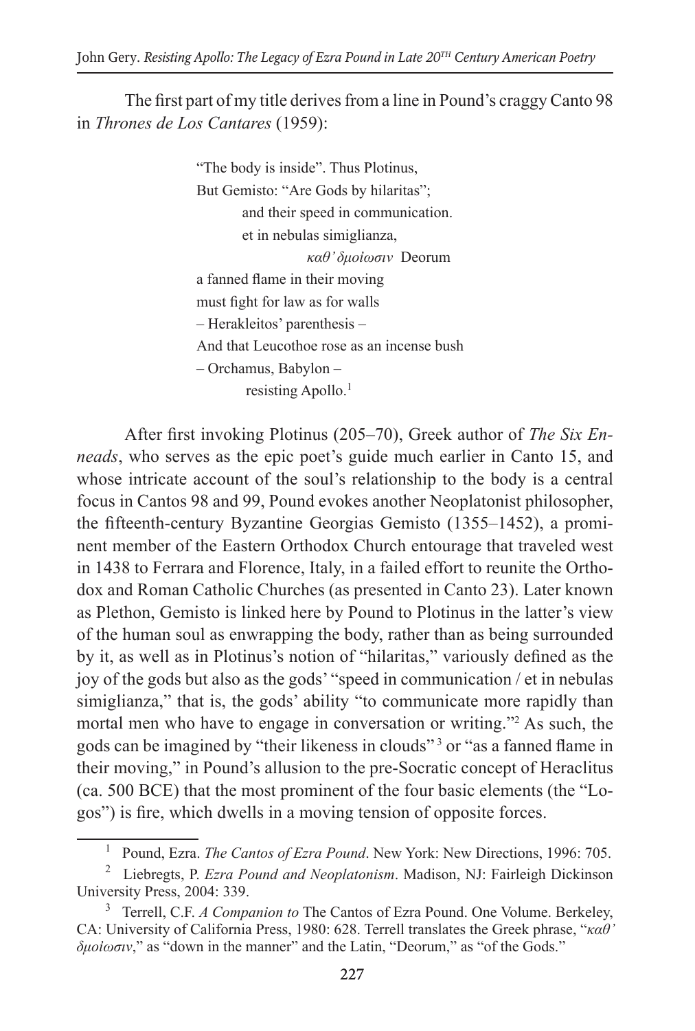The first part of my title derives from a line in Pound's craggy Canto 98 in *Thrones de Los Cantares* (1959):

> "The body is inside". Thus Plotinus,
> But Gemisto: "Are Gods by hilaritas";
>         and their speed in communication.
>         et in nebulas simiglianza,
>                     *καθ' δμοίωσιν* Deorum
> a fanned flame in their moving
> must fight for law as for walls
> – Herakleitos' parenthesis –
> And that Leucothoe rose as an incense bush
> – Orchamus, Babylon –
>         resisting Apollo.[1]

After first invoking Plotinus (205–70), Greek author of *The Six Enneads*, who serves as the epic poet's guide much earlier in Canto 15, and whose intricate account of the soul's relationship to the body is a central focus in Cantos 98 and 99, Pound evokes another Neoplatonist philosopher, the fifteenth-century Byzantine Georgias Gemisto (1355–1452), a prominent member of the Eastern Orthodox Church entourage that traveled west in 1438 to Ferrara and Florence, Italy, in a failed effort to reunite the Orthodox and Roman Catholic Churches (as presented in Canto 23). Later known as Plethon, Gemisto is linked here by Pound to Plotinus in the latter's view of the human soul as enwrapping the body, rather than as being surrounded by it, as well as in Plotinus's notion of "hilaritas," variously defined as the joy of the gods but also as the gods' "speed in communication / et in nebulas simiglianza," that is, the gods' ability "to communicate more rapidly than mortal men who have to engage in conversation or writing."[2] As such, the gods can be imagined by "their likeness in clouds"[3] or "as a fanned flame in their moving," in Pound's allusion to the pre-Socratic concept of Heraclitus (ca. 500 BCE) that the most prominent of the four basic elements (the "Logos") is fire, which dwells in a moving tension of opposite forces.

---

[1] Pound, Ezra. *The Cantos of Ezra Pound*. New York: New Directions, 1996: 705.

[2] Liebregts, P. *Ezra Pound and Neoplatonism*. Madison, NJ: Fairleigh Dickinson University Press, 2004: 339.

[3] Terrell, C.F. *A Companion to* The Cantos of Ezra Pound. One Volume. Berkeley, CA: University of California Press, 1980: 628. Terrell translates the Greek phrase, "*καθ' δμοίωσιν*," as "down in the manner" and the Latin, "Deorum," as "of the Gods."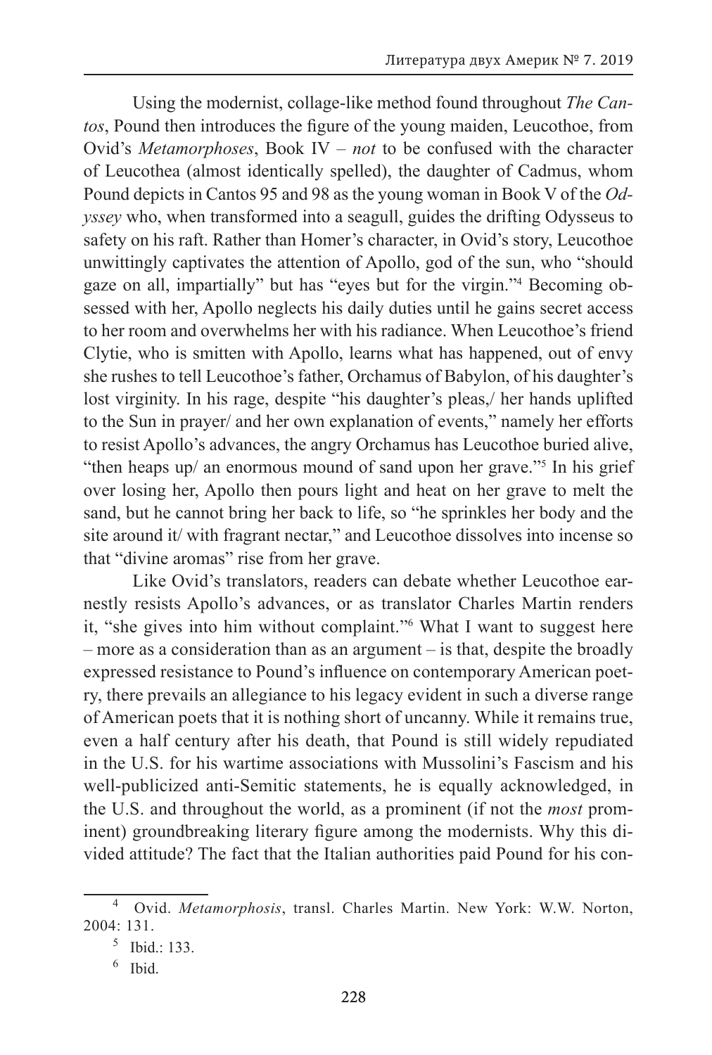Using the modernist, collage-like method found throughout *The Cantos*, Pound then introduces the figure of the young maiden, Leucothoe, from Ovid's *Metamorphoses*, Book IV – *not* to be confused with the character of Leucothea (almost identically spelled), the daughter of Cadmus, whom Pound depicts in Cantos 95 and 98 as the young woman in Book V of the *Odyssey* who, when transformed into a seagull, guides the drifting Odysseus to safety on his raft. Rather than Homer's character, in Ovid's story, Leucothoe unwittingly captivates the attention of Apollo, god of the sun, who "should gaze on all, impartially" but has "eyes but for the virgin."[4] Becoming obsessed with her, Apollo neglects his daily duties until he gains secret access to her room and overwhelms her with his radiance. When Leucothoe's friend Clytie, who is smitten with Apollo, learns what has happened, out of envy she rushes to tell Leucothoe's father, Orchamus of Babylon, of his daughter's lost virginity. In his rage, despite "his daughter's pleas,/ her hands uplifted to the Sun in prayer/ and her own explanation of events," namely her efforts to resist Apollo's advances, the angry Orchamus has Leucothoe buried alive, "then heaps up/ an enormous mound of sand upon her grave."[5] In his grief over losing her, Apollo then pours light and heat on her grave to melt the sand, but he cannot bring her back to life, so "he sprinkles her body and the site around it/ with fragrant nectar," and Leucothoe dissolves into incense so that "divine aromas" rise from her grave.

Like Ovid's translators, readers can debate whether Leucothoe earnestly resists Apollo's advances, or as translator Charles Martin renders it, "she gives into him without complaint."[6] What I want to suggest here – more as a consideration than as an argument – is that, despite the broadly expressed resistance to Pound's influence on contemporary American poetry, there prevails an allegiance to his legacy evident in such a diverse range of American poets that it is nothing short of uncanny. While it remains true, even a half century after his death, that Pound is still widely repudiated in the U.S. for his wartime associations with Mussolini's Fascism and his well-publicized anti-Semitic statements, he is equally acknowledged, in the U.S. and throughout the world, as a prominent (if not the *most* prominent) groundbreaking literary figure among the modernists. Why this divided attitude? The fact that the Italian authorities paid Pound for his con-

---

[4] Ovid. *Metamorphosis*, transl. Charles Martin. New York: W.W. Norton, 2004: 131.

[5] Ibid.: 133.

[6] Ibid.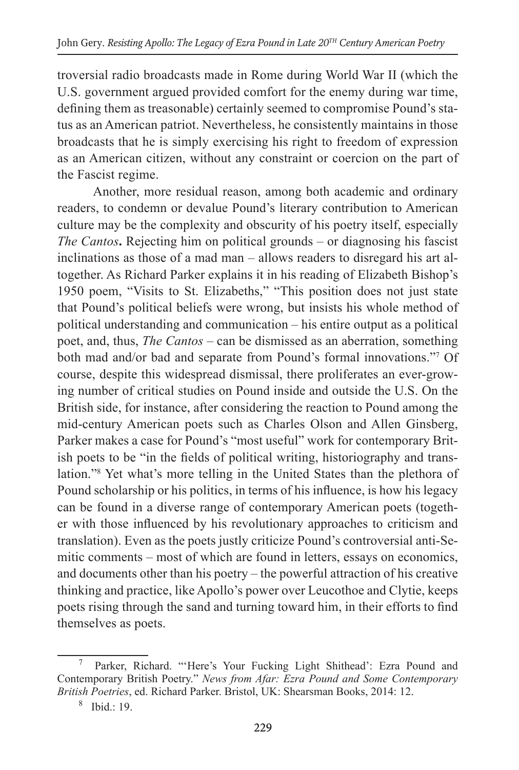troversial radio broadcasts made in Rome during World War II (which the U.S. government argued provided comfort for the enemy during war time, defining them as treasonable) certainly seemed to compromise Pound's status as an American patriot. Nevertheless, he consistently maintains in those broadcasts that he is simply exercising his right to freedom of expression as an American citizen, without any constraint or coercion on the part of the Fascist regime.

Another, more residual reason, among both academic and ordinary readers, to condemn or devalue Pound's literary contribution to American culture may be the complexity and obscurity of his poetry itself, especially *The Cantos***.** Rejecting him on political grounds – or diagnosing his fascist inclinations as those of a mad man – allows readers to disregard his art altogether. As Richard Parker explains it in his reading of Elizabeth Bishop's 1950 poem, "Visits to St. Elizabeths," "This position does not just state that Pound's political beliefs were wrong, but insists his whole method of political understanding and communication – his entire output as a political poet, and, thus, *The Cantos* – can be dismissed as an aberration, something both mad and/or bad and separate from Pound's formal innovations."[7] Of course, despite this widespread dismissal, there proliferates an ever-growing number of critical studies on Pound inside and outside the U.S. On the British side, for instance, after considering the reaction to Pound among the mid-century American poets such as Charles Olson and Allen Ginsberg, Parker makes a case for Pound's "most useful" work for contemporary British poets to be "in the fields of political writing, historiography and translation."[8] Yet what's more telling in the United States than the plethora of Pound scholarship or his politics, in terms of his influence, is how his legacy can be found in a diverse range of contemporary American poets (together with those influenced by his revolutionary approaches to criticism and translation). Even as the poets justly criticize Pound's controversial anti-Semitic comments – most of which are found in letters, essays on economics, and documents other than his poetry – the powerful attraction of his creative thinking and practice, like Apollo's power over Leucothoe and Clytie, keeps poets rising through the sand and turning toward him, in their efforts to find themselves as poets.

---

[7] Parker, Richard. "'Here's Your Fucking Light Shithead': Ezra Pound and Contemporary British Poetry." *News from Afar: Ezra Pound and Some Contemporary British Poetries*, ed. Richard Parker. Bristol, UK: Shearsman Books, 2014: 12.

[8] Ibid.: 19.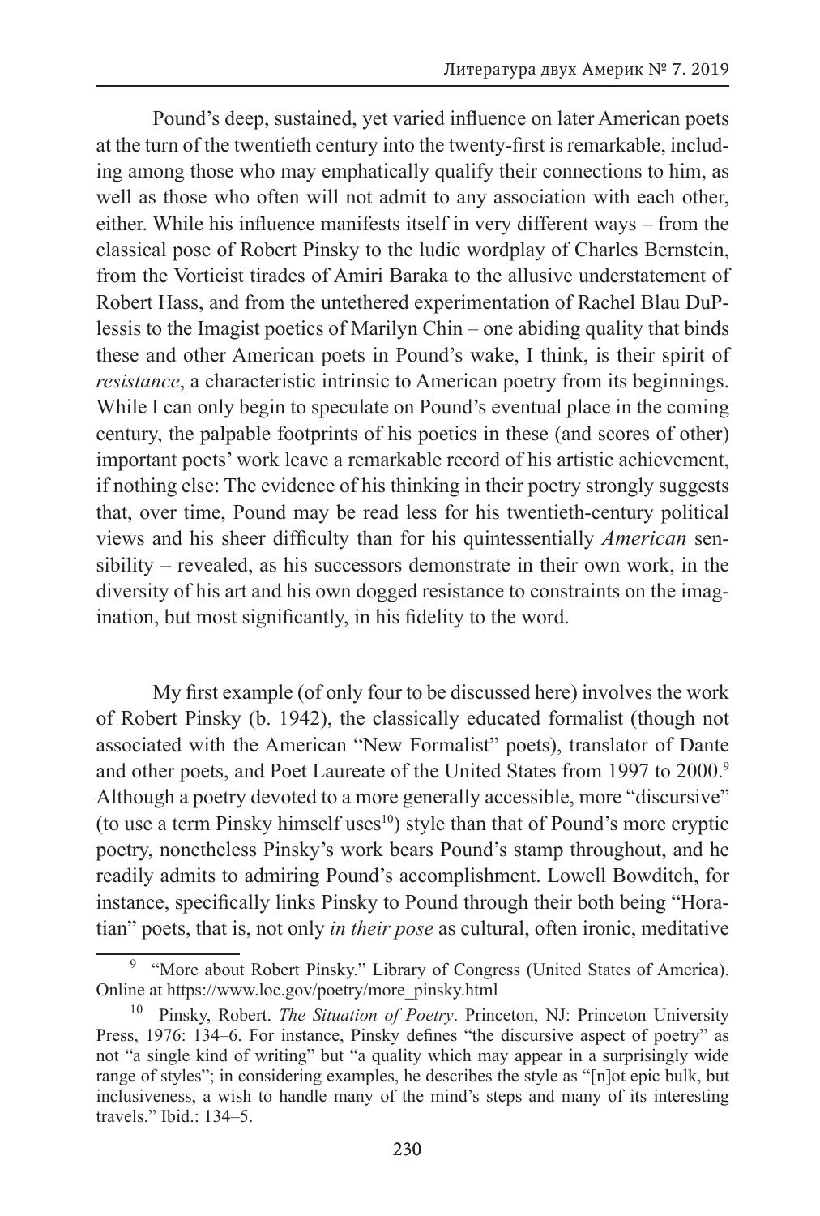Pound's deep, sustained, yet varied influence on later American poets at the turn of the twentieth century into the twenty-first is remarkable, including among those who may emphatically qualify their connections to him, as well as those who often will not admit to any association with each other, either. While his influence manifests itself in very different ways – from the classical pose of Robert Pinsky to the ludic wordplay of Charles Bernstein, from the Vorticist tirades of Amiri Baraka to the allusive understatement of Robert Hass, and from the untethered experimentation of Rachel Blau DuPlessis to the Imagist poetics of Marilyn Chin – one abiding quality that binds these and other American poets in Pound's wake, I think, is their spirit of *resistance*, a characteristic intrinsic to American poetry from its beginnings. While I can only begin to speculate on Pound's eventual place in the coming century, the palpable footprints of his poetics in these (and scores of other) important poets' work leave a remarkable record of his artistic achievement, if nothing else: The evidence of his thinking in their poetry strongly suggests that, over time, Pound may be read less for his twentieth-century political views and his sheer difficulty than for his quintessentially *American* sensibility – revealed, as his successors demonstrate in their own work, in the diversity of his art and his own dogged resistance to constraints on the imagination, but most significantly, in his fidelity to the word.

My first example (of only four to be discussed here) involves the work of Robert Pinsky (b. 1942), the classically educated formalist (though not associated with the American "New Formalist" poets), translator of Dante and other poets, and Poet Laureate of the United States from 1997 to 2000.[9] Although a poetry devoted to a more generally accessible, more "discursive" (to use a term Pinsky himself uses[10]) style than that of Pound's more cryptic poetry, nonetheless Pinsky's work bears Pound's stamp throughout, and he readily admits to admiring Pound's accomplishment. Lowell Bowditch, for instance, specifically links Pinsky to Pound through their both being "Horatian" poets, that is, not only *in their pose* as cultural, often ironic, meditative

---

[9] "More about Robert Pinsky." Library of Congress (United States of America). Online at https://www.loc.gov/poetry/more_pinsky.html

[10] Pinsky, Robert. *The Situation of Poetry*. Princeton, NJ: Princeton University Press, 1976: 134–6. For instance, Pinsky defines "the discursive aspect of poetry" as not "a single kind of writing" but "a quality which may appear in a surprisingly wide range of styles"; in considering examples, he describes the style as "[n]ot epic bulk, but inclusiveness, a wish to handle many of the mind's steps and many of its interesting travels." Ibid.: 134–5.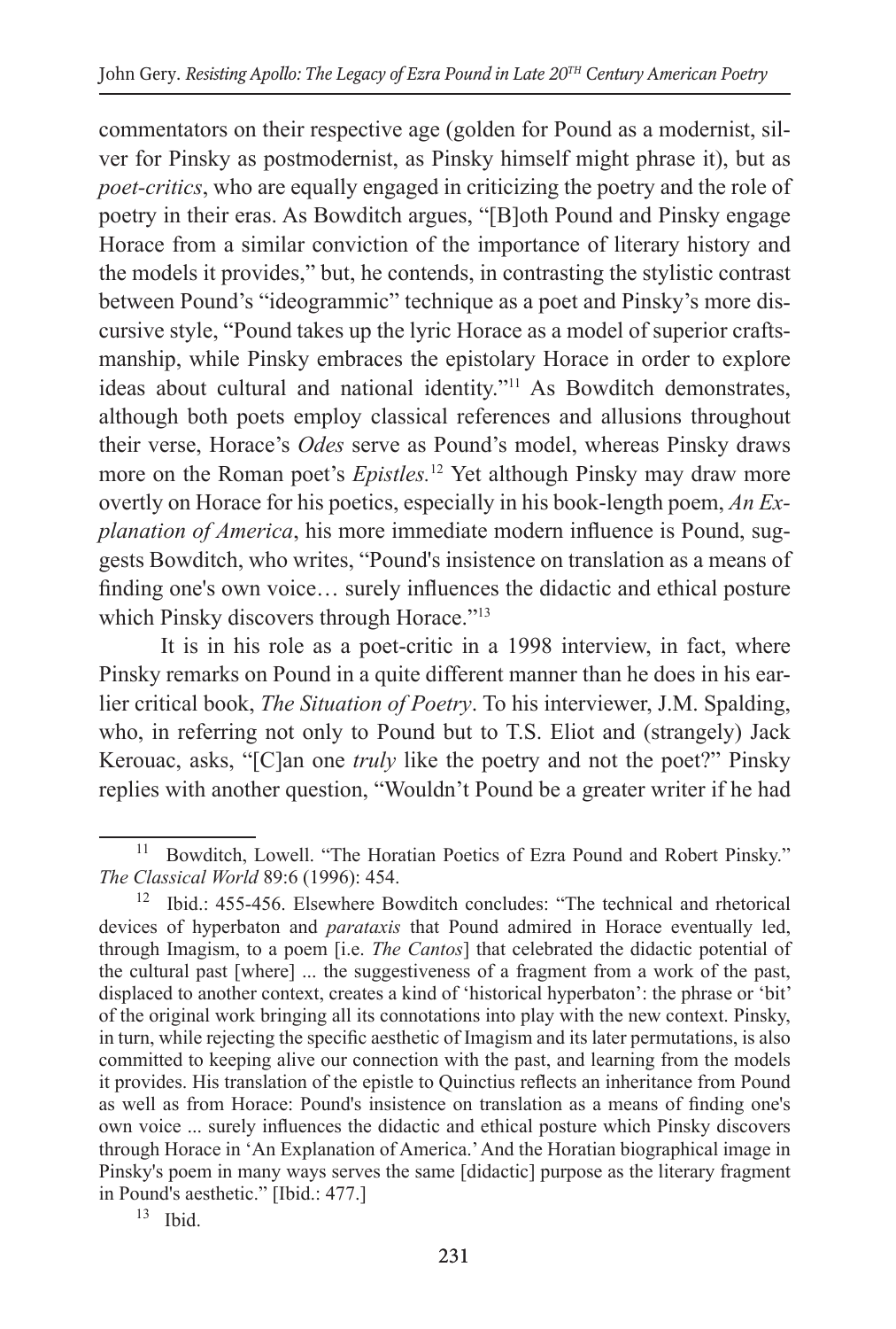commentators on their respective age (golden for Pound as a modernist, silver for Pinsky as postmodernist, as Pinsky himself might phrase it), but as *poet-critics*, who are equally engaged in criticizing the poetry and the role of poetry in their eras. As Bowditch argues, "[B]oth Pound and Pinsky engage Horace from a similar conviction of the importance of literary history and the models it provides," but, he contends, in contrasting the stylistic contrast between Pound's "ideogrammic" technique as a poet and Pinsky's more discursive style, "Pound takes up the lyric Horace as a model of superior craftsmanship, while Pinsky embraces the epistolary Horace in order to explore ideas about cultural and national identity."[11] As Bowditch demonstrates, although both poets employ classical references and allusions throughout their verse, Horace's *Odes* serve as Pound's model, whereas Pinsky draws more on the Roman poet's *Epistles.*[12] Yet although Pinsky may draw more overtly on Horace for his poetics, especially in his book-length poem, *An Explanation of America*, his more immediate modern influence is Pound, suggests Bowditch, who writes, "Pound's insistence on translation as a means of finding one's own voice… surely influences the didactic and ethical posture which Pinsky discovers through Horace."[13]

It is in his role as a poet-critic in a 1998 interview, in fact, where Pinsky remarks on Pound in a quite different manner than he does in his earlier critical book, *The Situation of Poetry*. To his interviewer, J.M. Spalding, who, in referring not only to Pound but to T.S. Eliot and (strangely) Jack Kerouac, asks, "[C]an one *truly* like the poetry and not the poet?" Pinsky replies with another question, "Wouldn't Pound be a greater writer if he had

---

[11] Bowditch, Lowell. "The Horatian Poetics of Ezra Pound and Robert Pinsky." *The Classical World* 89:6 (1996): 454.

[12] Ibid.: 455-456. Elsewhere Bowditch concludes: "The technical and rhetorical devices of hyperbaton and *parataxis* that Pound admired in Horace eventually led, through Imagism, to a poem [i.e. *The Cantos*] that celebrated the didactic potential of the cultural past [where] ... the suggestiveness of a fragment from a work of the past, displaced to another context, creates a kind of 'historical hyperbaton': the phrase or 'bit' of the original work bringing all its connotations into play with the new context. Pinsky, in turn, while rejecting the specific aesthetic of Imagism and its later permutations, is also committed to keeping alive our connection with the past, and learning from the models it provides. His translation of the epistle to Quinctius reflects an inheritance from Pound as well as from Horace: Pound's insistence on translation as a means of finding one's own voice ... surely influences the didactic and ethical posture which Pinsky discovers through Horace in 'An Explanation of America.' And the Horatian biographical image in Pinsky's poem in many ways serves the same [didactic] purpose as the literary fragment in Pound's aesthetic." [Ibid.: 477.]

[13] Ibid.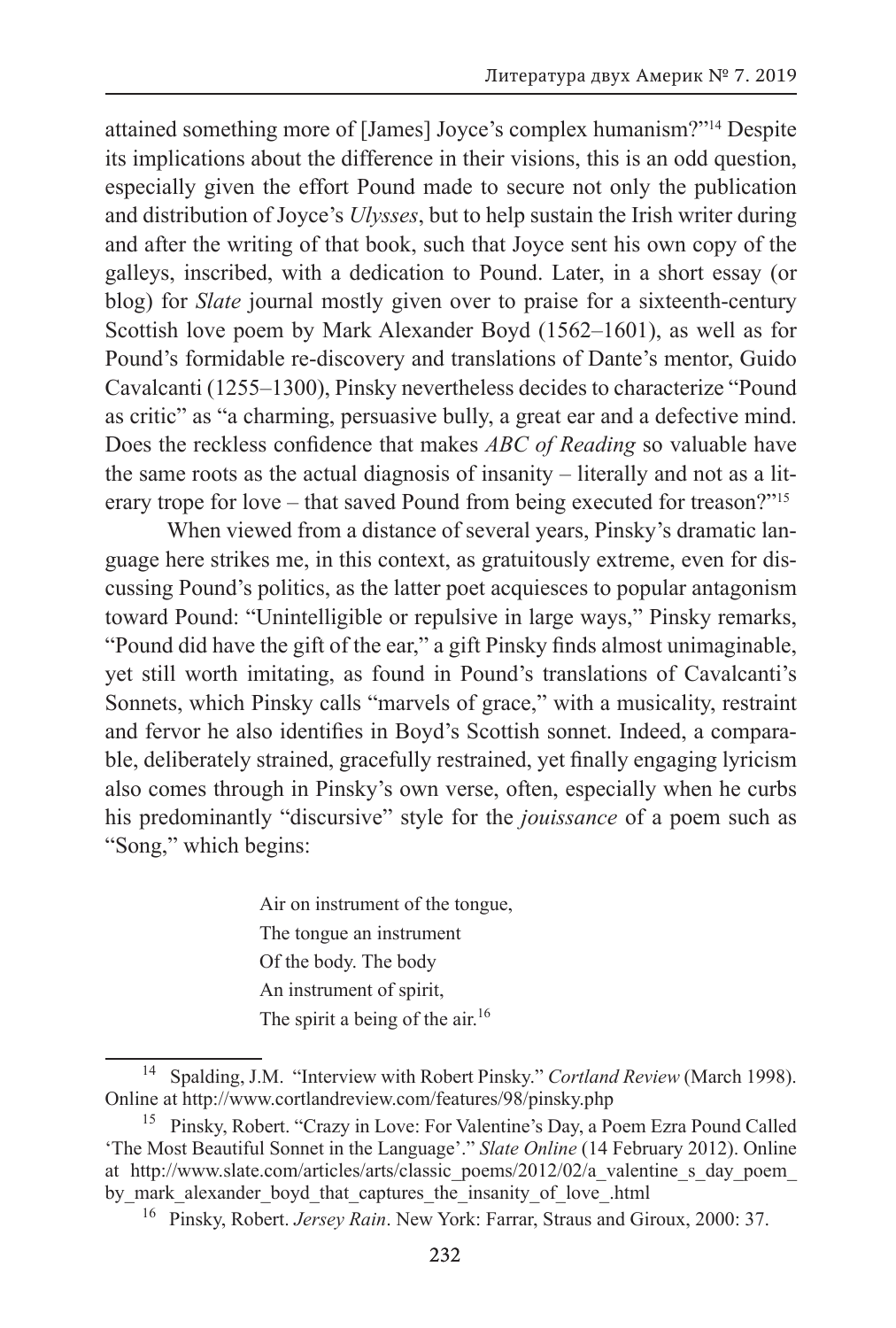attained something more of [James] Joyce's complex humanism?"[14] Despite its implications about the difference in their visions, this is an odd question, especially given the effort Pound made to secure not only the publication and distribution of Joyce's *Ulysses*, but to help sustain the Irish writer during and after the writing of that book, such that Joyce sent his own copy of the galleys, inscribed, with a dedication to Pound. Later, in a short essay (or blog) for *Slate* journal mostly given over to praise for a sixteenth-century Scottish love poem by Mark Alexander Boyd (1562–1601), as well as for Pound's formidable re-discovery and translations of Dante's mentor, Guido Cavalcanti (1255–1300), Pinsky nevertheless decides to characterize "Pound as critic" as "a charming, persuasive bully, a great ear and a defective mind. Does the reckless confidence that makes *ABC of Reading* so valuable have the same roots as the actual diagnosis of insanity – literally and not as a literary trope for love – that saved Pound from being executed for treason?"[15]

When viewed from a distance of several years, Pinsky's dramatic language here strikes me, in this context, as gratuitously extreme, even for discussing Pound's politics, as the latter poet acquiesces to popular antagonism toward Pound: "Unintelligible or repulsive in large ways," Pinsky remarks, "Pound did have the gift of the ear," a gift Pinsky finds almost unimaginable, yet still worth imitating, as found in Pound's translations of Cavalcanti's Sonnets, which Pinsky calls "marvels of grace," with a musicality, restraint and fervor he also identifies in Boyd's Scottish sonnet. Indeed, a comparable, deliberately strained, gracefully restrained, yet finally engaging lyricism also comes through in Pinsky's own verse, often, especially when he curbs his predominantly "discursive" style for the *jouissance* of a poem such as "Song," which begins:

> Air on instrument of the tongue,
> The tongue an instrument
> Of the body. The body
> An instrument of spirit,
> The spirit a being of the air.[16]

---

[14] Spalding, J.M. "Interview with Robert Pinsky." *Cortland Review* (March 1998). Online at http://www.cortlandreview.com/features/98/pinsky.php

[15] Pinsky, Robert. "Crazy in Love: For Valentine's Day, a Poem Ezra Pound Called 'The Most Beautiful Sonnet in the Language'." *Slate Online* (14 February 2012). Online at http://www.slate.com/articles/arts/classic_poems/2012/02/a_valentine_s_day_poem_by_mark_alexander_boyd_that_captures_the_insanity_of_love_.html

[16] Pinsky, Robert. *Jersey Rain*. New York: Farrar, Straus and Giroux, 2000: 37.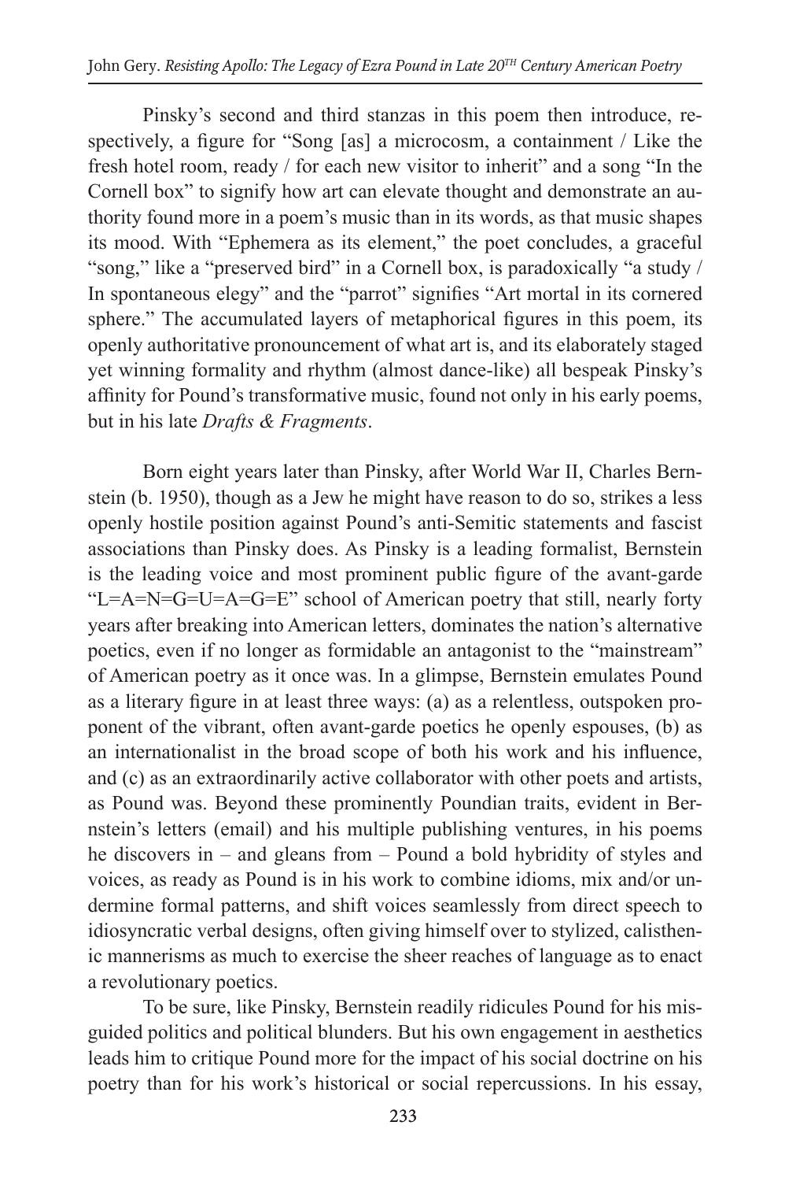Pinsky's second and third stanzas in this poem then introduce, respectively, a figure for "Song [as] a microcosm, a containment / Like the fresh hotel room, ready / for each new visitor to inherit" and a song "In the Cornell box" to signify how art can elevate thought and demonstrate an authority found more in a poem's music than in its words, as that music shapes its mood. With "Ephemera as its element," the poet concludes, a graceful "song," like a "preserved bird" in a Cornell box, is paradoxically "a study / In spontaneous elegy" and the "parrot" signifies "Art mortal in its cornered sphere." The accumulated layers of metaphorical figures in this poem, its openly authoritative pronouncement of what art is, and its elaborately staged yet winning formality and rhythm (almost dance-like) all bespeak Pinsky's affinity for Pound's transformative music, found not only in his early poems, but in his late *Drafts & Fragments*.

Born eight years later than Pinsky, after World War II, Charles Bernstein (b. 1950), though as a Jew he might have reason to do so, strikes a less openly hostile position against Pound's anti-Semitic statements and fascist associations than Pinsky does. As Pinsky is a leading formalist, Bernstein is the leading voice and most prominent public figure of the avant-garde "L=A=N=G=U=A=G=E" school of American poetry that still, nearly forty years after breaking into American letters, dominates the nation's alternative poetics, even if no longer as formidable an antagonist to the "mainstream" of American poetry as it once was. In a glimpse, Bernstein emulates Pound as a literary figure in at least three ways: (a) as a relentless, outspoken proponent of the vibrant, often avant-garde poetics he openly espouses, (b) as an internationalist in the broad scope of both his work and his influence, and (c) as an extraordinarily active collaborator with other poets and artists, as Pound was. Beyond these prominently Poundian traits, evident in Bernstein's letters (email) and his multiple publishing ventures, in his poems he discovers in – and gleans from – Pound a bold hybridity of styles and voices, as ready as Pound is in his work to combine idioms, mix and/or undermine formal patterns, and shift voices seamlessly from direct speech to idiosyncratic verbal designs, often giving himself over to stylized, calisthenic mannerisms as much to exercise the sheer reaches of language as to enact a revolutionary poetics.

To be sure, like Pinsky, Bernstein readily ridicules Pound for his misguided politics and political blunders. But his own engagement in aesthetics leads him to critique Pound more for the impact of his social doctrine on his poetry than for his work's historical or social repercussions. In his essay,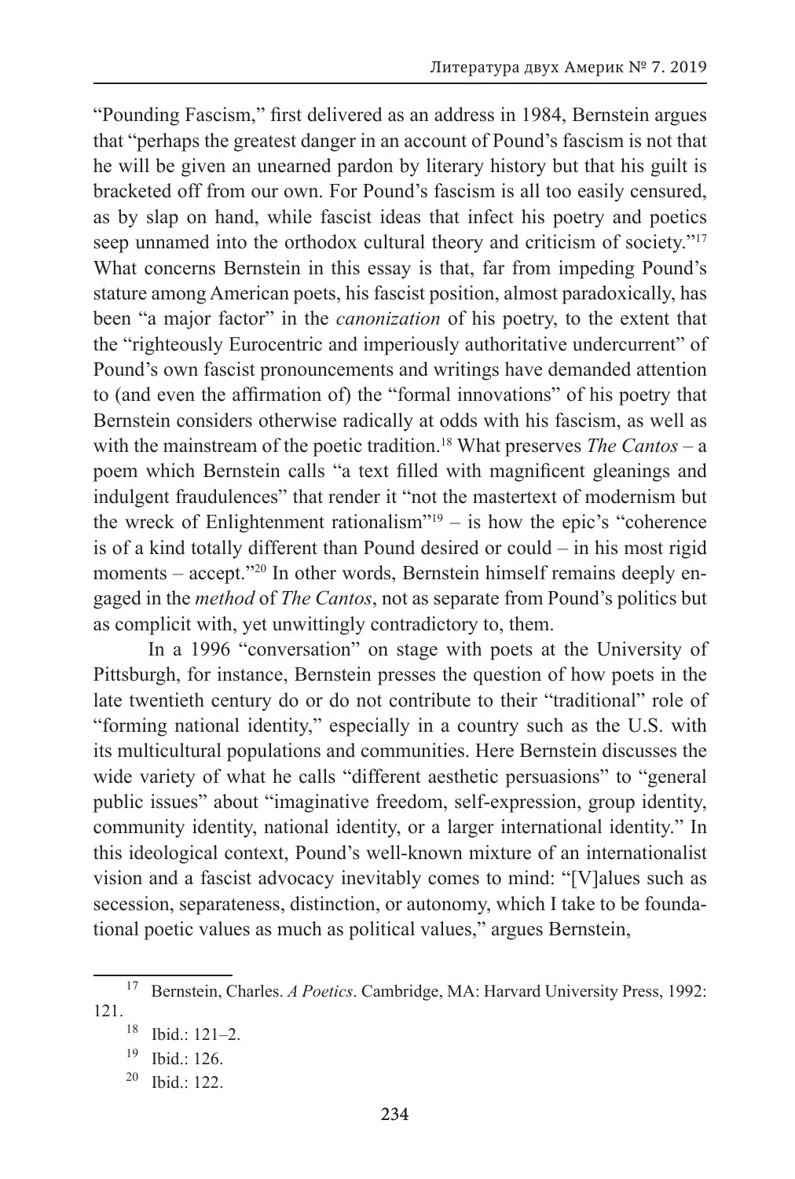"Pounding Fascism," first delivered as an address in 1984, Bernstein argues that "perhaps the greatest danger in an account of Pound's fascism is not that he will be given an unearned pardon by literary history but that his guilt is bracketed off from our own. For Pound's fascism is all too easily censured, as by slap on hand, while fascist ideas that infect his poetry and poetics seep unnamed into the orthodox cultural theory and criticism of society."[17] What concerns Bernstein in this essay is that, far from impeding Pound's stature among American poets, his fascist position, almost paradoxically, has been "a major factor" in the *canonization* of his poetry, to the extent that the "righteously Eurocentric and imperiously authoritative undercurrent" of Pound's own fascist pronouncements and writings have demanded attention to (and even the affirmation of) the "formal innovations" of his poetry that Bernstein considers otherwise radically at odds with his fascism, as well as with the mainstream of the poetic tradition.[18] What preserves *The Cantos* – a poem which Bernstein calls "a text filled with magnificent gleanings and indulgent fraudulences" that render it "not the mastertext of modernism but the wreck of Enlightenment rationalism"[19] – is how the epic's "coherence is of a kind totally different than Pound desired or could – in his most rigid moments – accept."[20] In other words, Bernstein himself remains deeply engaged in the *method* of *The Cantos*, not as separate from Pound's politics but as complicit with, yet unwittingly contradictory to, them.

In a 1996 "conversation" on stage with poets at the University of Pittsburgh, for instance, Bernstein presses the question of how poets in the late twentieth century do or do not contribute to their "traditional" role of "forming national identity," especially in a country such as the U.S. with its multicultural populations and communities. Here Bernstein discusses the wide variety of what he calls "different aesthetic persuasions" to "general public issues" about "imaginative freedom, self-expression, group identity, community identity, national identity, or a larger international identity." In this ideological context, Pound's well-known mixture of an internationalist vision and a fascist advocacy inevitably comes to mind: "[V]alues such as secession, separateness, distinction, or autonomy, which I take to be foundational poetic values as much as political values," argues Bernstein,

---

[17] Bernstein, Charles. *A Poetics*. Cambridge, MA: Harvard University Press, 1992: 121.

[18] Ibid.: 121–2.

[19] Ibid.: 126.

[20] Ibid.: 122.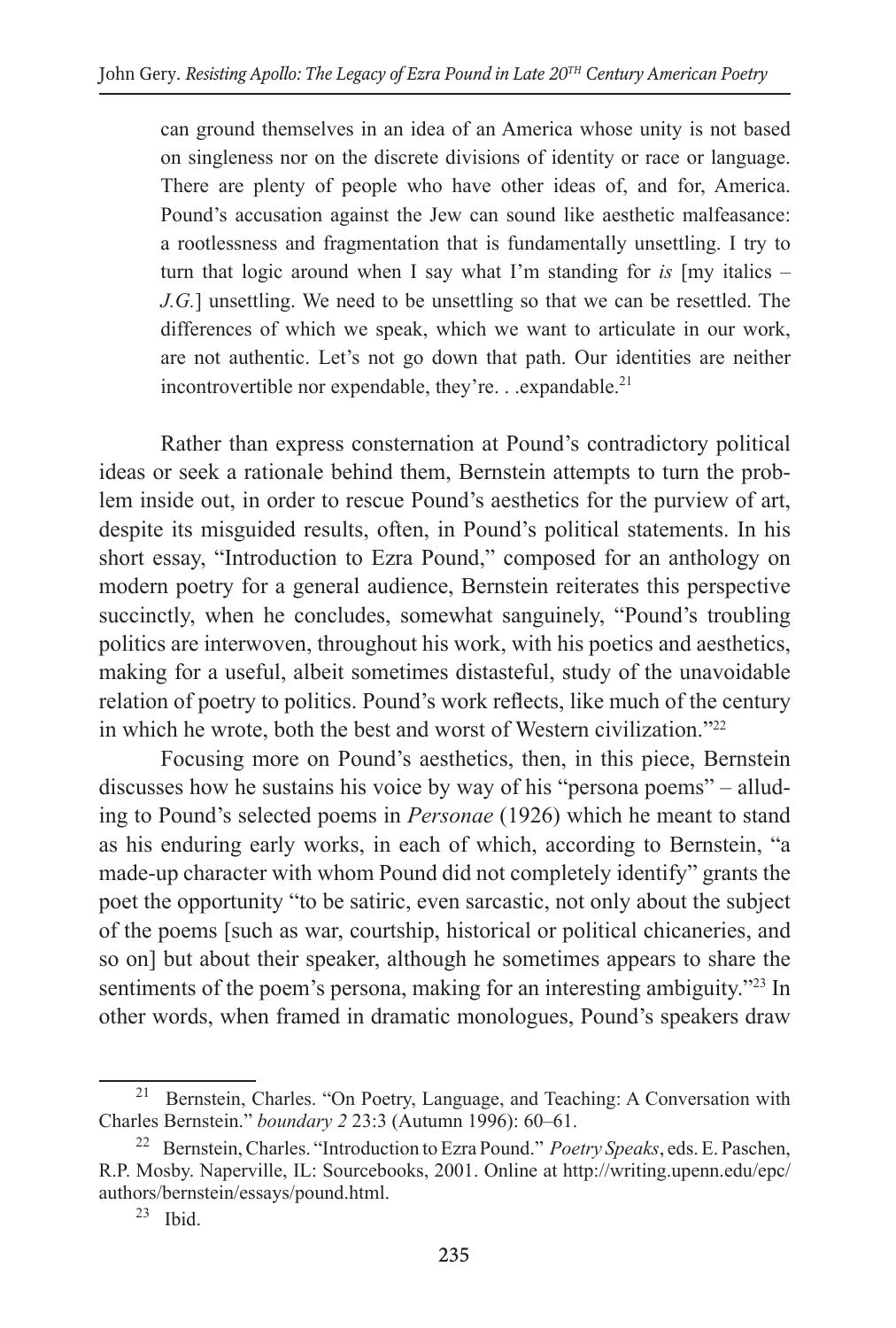> can ground themselves in an idea of an America whose unity is not based on singleness nor on the discrete divisions of identity or race or language. There are plenty of people who have other ideas of, and for, America. Pound's accusation against the Jew can sound like aesthetic malfeasance: a rootlessness and fragmentation that is fundamentally unsettling. I try to turn that logic around when I say what I'm standing for *is* [my italics – *J.G.*] unsettling. We need to be unsettling so that we can be resettled. The differences of which we speak, which we want to articulate in our work, are not authentic. Let's not go down that path. Our identities are neither incontrovertible nor expendable, they're. . .expandable.[21]

Rather than express consternation at Pound's contradictory political ideas or seek a rationale behind them, Bernstein attempts to turn the problem inside out, in order to rescue Pound's aesthetics for the purview of art, despite its misguided results, often, in Pound's political statements. In his short essay, "Introduction to Ezra Pound," composed for an anthology on modern poetry for a general audience, Bernstein reiterates this perspective succinctly, when he concludes, somewhat sanguinely, "Pound's troubling politics are interwoven, throughout his work, with his poetics and aesthetics, making for a useful, albeit sometimes distasteful, study of the unavoidable relation of poetry to politics. Pound's work reflects, like much of the century in which he wrote, both the best and worst of Western civilization."[22]

Focusing more on Pound's aesthetics, then, in this piece, Bernstein discusses how he sustains his voice by way of his "persona poems" – alluding to Pound's selected poems in *Personae* (1926) which he meant to stand as his enduring early works, in each of which, according to Bernstein, "a made-up character with whom Pound did not completely identify" grants the poet the opportunity "to be satiric, even sarcastic, not only about the subject of the poems [such as war, courtship, historical or political chicaneries, and so on] but about their speaker, although he sometimes appears to share the sentiments of the poem's persona, making for an interesting ambiguity."[23] In other words, when framed in dramatic monologues, Pound's speakers draw

---

[21] Bernstein, Charles. "On Poetry, Language, and Teaching: A Conversation with Charles Bernstein." *boundary 2* 23:3 (Autumn 1996): 60–61.

[22] Bernstein, Charles. "Introduction to Ezra Pound." *Poetry Speaks*, eds. E. Paschen, R.P. Mosby. Naperville, IL: Sourcebooks, 2001. Online at http://writing.upenn.edu/epc/authors/bernstein/essays/pound.html.

[23] Ibid.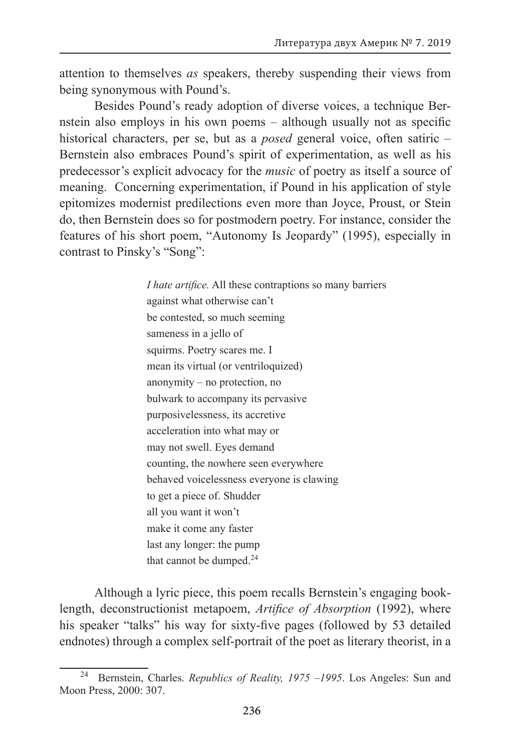attention to themselves *as* speakers, thereby suspending their views from being synonymous with Pound's.

Besides Pound's ready adoption of diverse voices, a technique Bernstein also employs in his own poems – although usually not as specific historical characters, per se, but as a *posed* general voice, often satiric – Bernstein also embraces Pound's spirit of experimentation, as well as his predecessor's explicit advocacy for the *music* of poetry as itself a source of meaning. Concerning experimentation, if Pound in his application of style epitomizes modernist predilections even more than Joyce, Proust, or Stein do, then Bernstein does so for postmodern poetry. For instance, consider the features of his short poem, "Autonomy Is Jeopardy" (1995), especially in contrast to Pinsky's "Song":

> *I hate artifice.* All these contraptions so many barriers
> against what otherwise can't
> be contested, so much seeming
> sameness in a jello of
> squirms. Poetry scares me. I
> mean its virtual (or ventriloquized)
> anonymity – no protection, no
> bulwark to accompany its pervasive
> purposivelessness, its accretive
> acceleration into what may or
> may not swell. Eyes demand
> counting, the nowhere seen everywhere
> behaved voicelessness everyone is clawing
> to get a piece of. Shudder
> all you want it won't
> make it come any faster
> last any longer: the pump
> that cannot be dumped.[24]

Although a lyric piece, this poem recalls Bernstein's engaging book-length, deconstructionist metapoem, *Artifice of Absorption* (1992), where his speaker "talks" his way for sixty-five pages (followed by 53 detailed endnotes) through a complex self-portrait of the poet as literary theorist, in a

---

[24] Bernstein, Charles. *Republics of Reality, 1975 –1995*. Los Angeles: Sun and Moon Press, 2000: 307.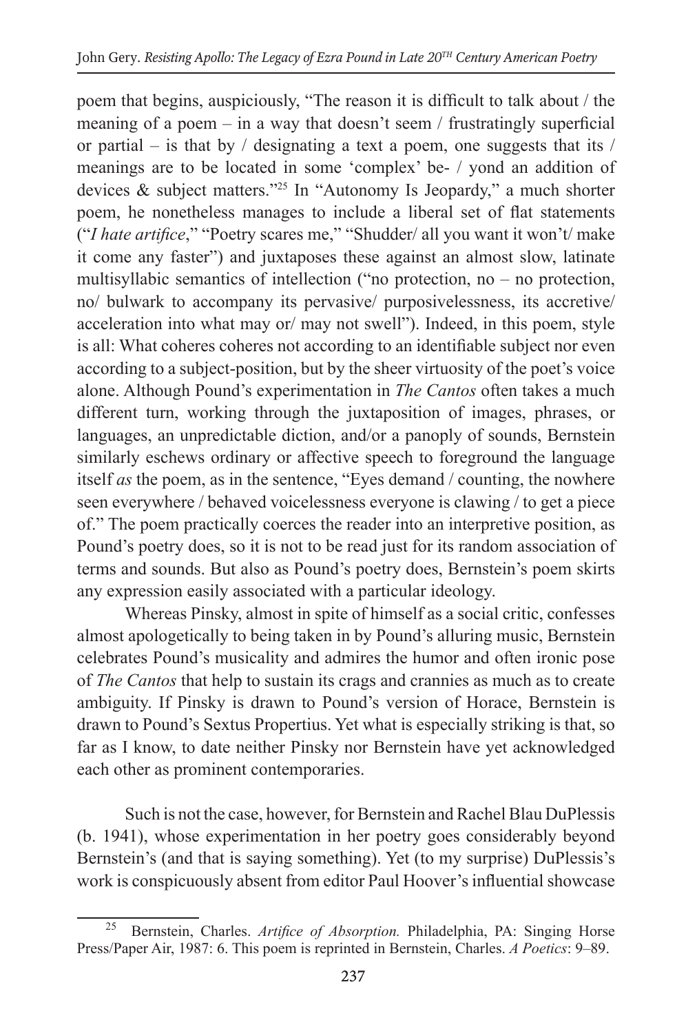poem that begins, auspiciously, "The reason it is difficult to talk about / the meaning of a poem – in a way that doesn't seem / frustratingly superficial or partial – is that by / designating a text a poem, one suggests that its / meanings are to be located in some 'complex' be- / yond an addition of devices & subject matters."[25] In "Autonomy Is Jeopardy," a much shorter poem, he nonetheless manages to include a liberal set of flat statements ("*I hate artifice*," "Poetry scares me," "Shudder/ all you want it won't/ make it come any faster") and juxtaposes these against an almost slow, latinate multisyllabic semantics of intellection ("no protection, no – no protection, no/ bulwark to accompany its pervasive/ purposivelessness, its accretive/ acceleration into what may or/ may not swell"). Indeed, in this poem, style is all: What coheres coheres not according to an identifiable subject nor even according to a subject-position, but by the sheer virtuosity of the poet's voice alone. Although Pound's experimentation in *The Cantos* often takes a much different turn, working through the juxtaposition of images, phrases, or languages, an unpredictable diction, and/or a panoply of sounds, Bernstein similarly eschews ordinary or affective speech to foreground the language itself *as* the poem, as in the sentence, "Eyes demand / counting, the nowhere seen everywhere / behaved voicelessness everyone is clawing / to get a piece of." The poem practically coerces the reader into an interpretive position, as Pound's poetry does, so it is not to be read just for its random association of terms and sounds. But also as Pound's poetry does, Bernstein's poem skirts any expression easily associated with a particular ideology.

Whereas Pinsky, almost in spite of himself as a social critic, confesses almost apologetically to being taken in by Pound's alluring music, Bernstein celebrates Pound's musicality and admires the humor and often ironic pose of *The Cantos* that help to sustain its crags and crannies as much as to create ambiguity. If Pinsky is drawn to Pound's version of Horace, Bernstein is drawn to Pound's Sextus Propertius. Yet what is especially striking is that, so far as I know, to date neither Pinsky nor Bernstein have yet acknowledged each other as prominent contemporaries.

Such is not the case, however, for Bernstein and Rachel Blau DuPlessis (b. 1941), whose experimentation in her poetry goes considerably beyond Bernstein's (and that is saying something). Yet (to my surprise) DuPlessis's work is conspicuously absent from editor Paul Hoover's influential showcase

---

[25] Bernstein, Charles. *Artifice of Absorption.* Philadelphia, PA: Singing Horse Press/Paper Air, 1987: 6. This poem is reprinted in Bernstein, Charles. *A Poetics*: 9–89.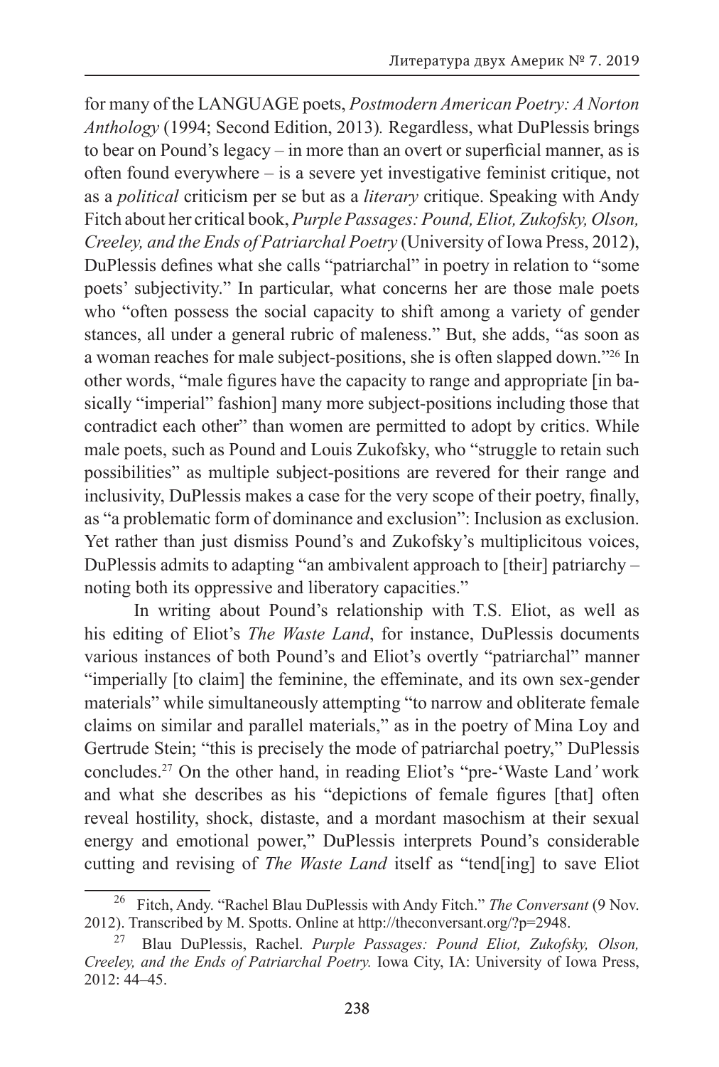for many of the LANGUAGE poets, *Postmodern American Poetry: A Norton Anthology* (1994; Second Edition, 2013). Regardless, what DuPlessis brings to bear on Pound's legacy – in more than an overt or superficial manner, as is often found everywhere – is a severe yet investigative feminist critique, not as a *political* criticism per se but as a *literary* critique. Speaking with Andy Fitch about her critical book, *Purple Passages: Pound, Eliot, Zukofsky, Olson, Creeley, and the Ends of Patriarchal Poetry* (University of Iowa Press, 2012), DuPlessis defines what she calls "patriarchal" in poetry in relation to "some poets' subjectivity." In particular, what concerns her are those male poets who "often possess the social capacity to shift among a variety of gender stances, all under a general rubric of maleness." But, she adds, "as soon as a woman reaches for male subject-positions, she is often slapped down."[26] In other words, "male figures have the capacity to range and appropriate [in basically "imperial" fashion] many more subject-positions including those that contradict each other" than women are permitted to adopt by critics. While male poets, such as Pound and Louis Zukofsky, who "struggle to retain such possibilities" as multiple subject-positions are revered for their range and inclusivity, DuPlessis makes a case for the very scope of their poetry, finally, as "a problematic form of dominance and exclusion": Inclusion as exclusion. Yet rather than just dismiss Pound's and Zukofsky's multiplicitous voices, DuPlessis admits to adapting "an ambivalent approach to [their] patriarchy – noting both its oppressive and liberatory capacities."

In writing about Pound's relationship with T.S. Eliot, as well as his editing of Eliot's *The Waste Land*, for instance, DuPlessis documents various instances of both Pound's and Eliot's overtly "patriarchal" manner "imperially [to claim] the feminine, the effeminate, and its own sex-gender materials" while simultaneously attempting "to narrow and obliterate female claims on similar and parallel materials," as in the poetry of Mina Loy and Gertrude Stein; "this is precisely the mode of patriarchal poetry," DuPlessis concludes.[27] On the other hand, in reading Eliot's "pre-'Waste Land*'* work and what she describes as his "depictions of female figures [that] often reveal hostility, shock, distaste, and a mordant masochism at their sexual energy and emotional power," DuPlessis interprets Pound's considerable cutting and revising of *The Waste Land* itself as "tend[ing] to save Eliot

---

[26] Fitch, Andy. "Rachel Blau DuPlessis with Andy Fitch." *The Conversant* (9 Nov. 2012). Transcribed by M. Spotts. Online at http://theconversant.org/?p=2948.

[27] Blau DuPlessis, Rachel. *Purple Passages: Pound Eliot, Zukofsky, Olson, Creeley, and the Ends of Patriarchal Poetry.* Iowa City, IA: University of Iowa Press, 2012: 44–45.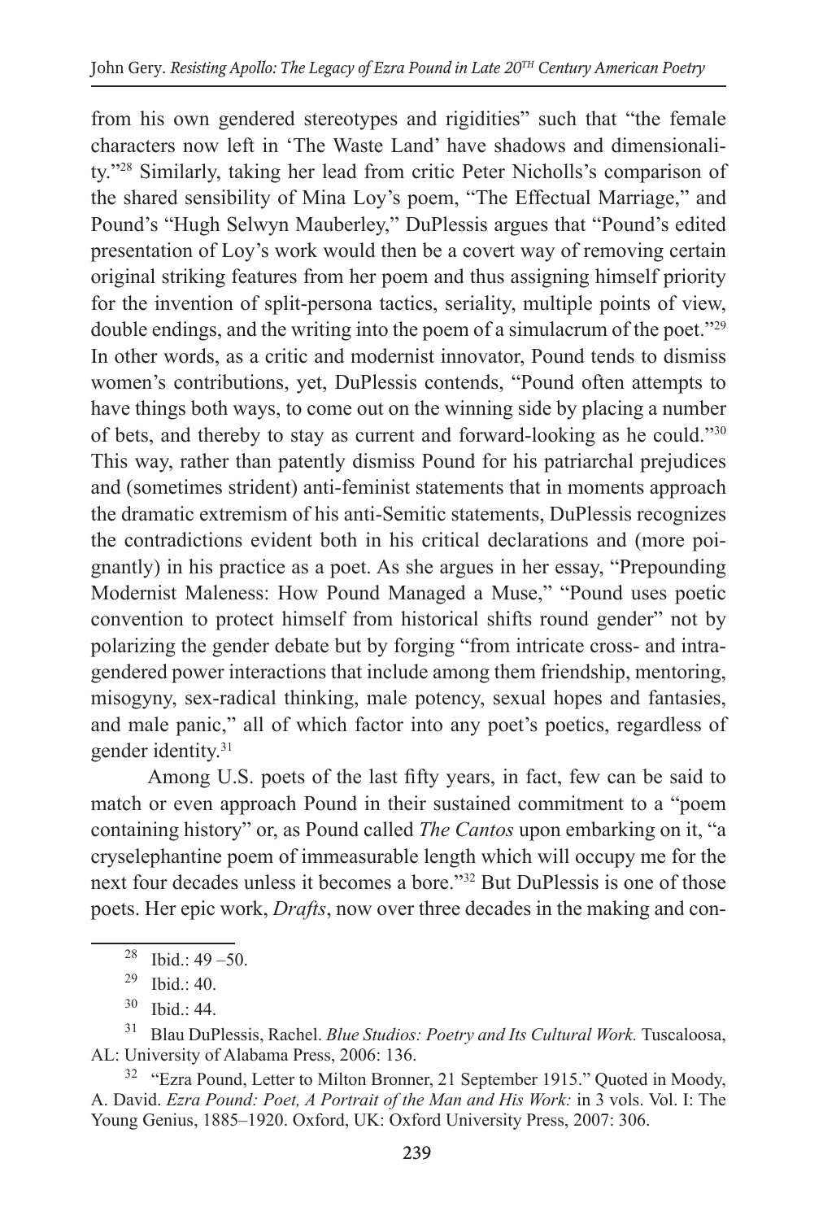from his own gendered stereotypes and rigidities" such that "the female characters now left in 'The Waste Land' have shadows and dimensionality."[28] Similarly, taking her lead from critic Peter Nicholls's comparison of the shared sensibility of Mina Loy's poem, "The Effectual Marriage," and Pound's "Hugh Selwyn Mauberley," DuPlessis argues that "Pound's edited presentation of Loy's work would then be a covert way of removing certain original striking features from her poem and thus assigning himself priority for the invention of split-persona tactics, seriality, multiple points of view, double endings, and the writing into the poem of a simulacrum of the poet."[29] In other words, as a critic and modernist innovator, Pound tends to dismiss women's contributions, yet, DuPlessis contends, "Pound often attempts to have things both ways, to come out on the winning side by placing a number of bets, and thereby to stay as current and forward-looking as he could."[30] This way, rather than patently dismiss Pound for his patriarchal prejudices and (sometimes strident) anti-feminist statements that in moments approach the dramatic extremism of his anti-Semitic statements, DuPlessis recognizes the contradictions evident both in his critical declarations and (more poignantly) in his practice as a poet. As she argues in her essay, "Prepounding Modernist Maleness: How Pound Managed a Muse," "Pound uses poetic convention to protect himself from historical shifts round gender" not by polarizing the gender debate but by forging "from intricate cross- and intra-gendered power interactions that include among them friendship, mentoring, misogyny, sex-radical thinking, male potency, sexual hopes and fantasies, and male panic," all of which factor into any poet's poetics, regardless of gender identity.[31]

Among U.S. poets of the last fifty years, in fact, few can be said to match or even approach Pound in their sustained commitment to a "poem containing history" or, as Pound called *The Cantos* upon embarking on it, "a cryselephantine poem of immeasurable length which will occupy me for the next four decades unless it becomes a bore."[32] But DuPlessis is one of those poets. Her epic work, *Drafts*, now over three decades in the making and con-

---

[28] Ibid.: 49 –50.

[29] Ibid.: 40.

[30] Ibid.: 44.

[31] Blau DuPlessis, Rachel. *Blue Studios: Poetry and Its Cultural Work.* Tuscaloosa, AL: University of Alabama Press, 2006: 136.

[32] "Ezra Pound, Letter to Milton Bronner, 21 September 1915." Quoted in Moody, A. David. *Ezra Pound: Poet, A Portrait of the Man and His Work:* in 3 vols. Vol. I: The Young Genius, 1885–1920. Oxford, UK: Oxford University Press, 2007: 306.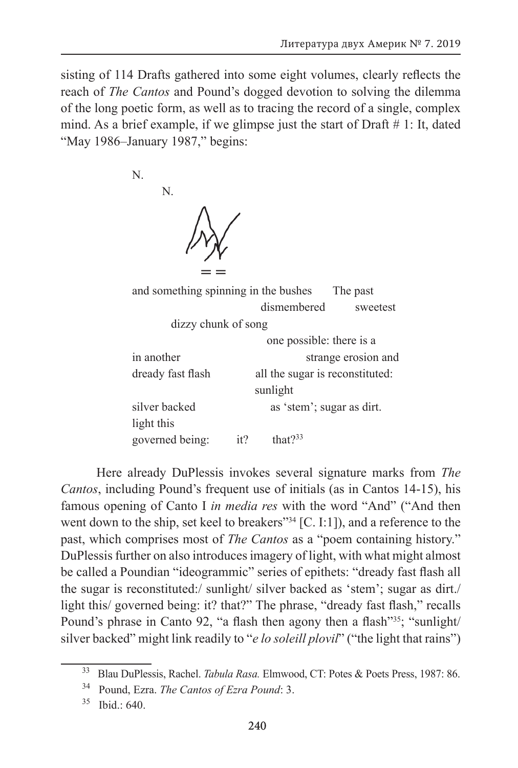sisting of 114 Drafts gathered into some eight volumes, clearly reflects the reach of *The Cantos* and Pound's dogged devotion to solving the dilemma of the long poetic form, as well as to tracing the record of a single, complex mind. As a brief example, if we glimpse just the start of Draft # 1: It, dated "May 1986–January 1987," begins:

```
N.
      N.

      ==
and something spinning in the bushes      The past
                              dismembered        sweetest
        dizzy chunk of song
                                one possible: there is a
in another                            strange erosion and
dreädy fast flash          all the sugar is reconstituted:
                           sunlight
silver backed                 as 'stem'; sugar as dirt.
light this
governed being:       it?      that?[33]
```

Here already DuPlessis invokes several signature marks from *The Cantos*, including Pound's frequent use of initials (as in Cantos 14-15), his famous opening of Canto I *in media res* with the word "And" ("And then went down to the ship, set keel to breakers"[34] [C. I:1]), and a reference to the past, which comprises most of *The Cantos* as a "poem containing history." DuPlessis further on also introduces imagery of light, with what might almost be called a Poundian "ideogrammic" series of epithets: "dready fast flash all the sugar is reconstituted:/ sunlight/ silver backed as 'stem'; sugar as dirt./ light this/ governed being: it? that?" The phrase, "dready fast flash," recalls Pound's phrase in Canto 92, "a flash then agony then a flash"[35]; "sunlight/ silver backed" might link readily to "*e lo soleill plovil*" ("the light that rains")

---

[33] Blau DuPlessis, Rachel. *Tabula Rasa.* Elmwood, CT: Potes & Poets Press, 1987: 86.

[34] Pound, Ezra. *The Cantos of Ezra Pound*: 3.

[35] Ibid.: 640.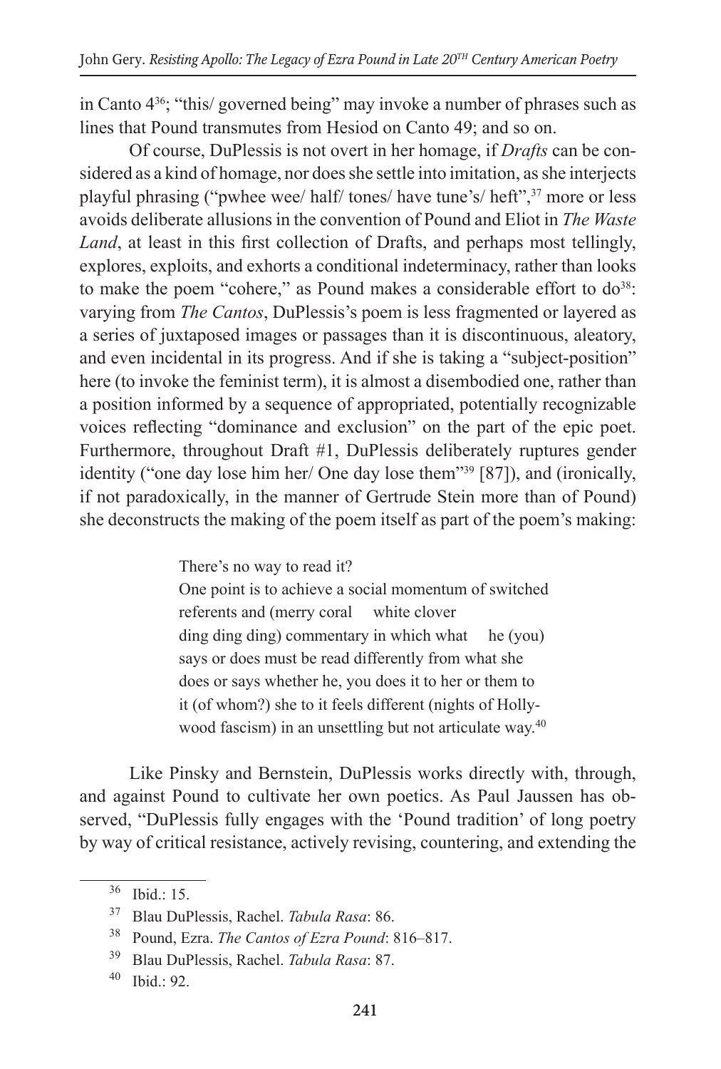in Canto 4[36]; "this/ governed being" may invoke a number of phrases such as lines that Pound transmutes from Hesiod on Canto 49; and so on.

Of course, DuPlessis is not overt in her homage, if *Drafts* can be considered as a kind of homage, nor does she settle into imitation, as she interjects playful phrasing ("pwhee wee/ half/ tones/ have tune's/ heft",[37] more or less avoids deliberate allusions in the convention of Pound and Eliot in *The Waste Land*, at least in this first collection of Drafts, and perhaps most tellingly, explores, exploits, and exhorts a conditional indeterminacy, rather than looks to make the poem "cohere," as Pound makes a considerable effort to do[38]: varying from *The Cantos*, DuPlessis's poem is less fragmented or layered as a series of juxtaposed images or passages than it is discontinuous, aleatory, and even incidental in its progress. And if she is taking a "subject-position" here (to invoke the feminist term), it is almost a disembodied one, rather than a position informed by a sequence of appropriated, potentially recognizable voices reflecting "dominance and exclusion" on the part of the epic poet. Furthermore, throughout Draft #1, DuPlessis deliberately ruptures gender identity ("one day lose him her/ One day lose them"[39] [87]), and (ironically, if not paradoxically, in the manner of Gertrude Stein more than of Pound) she deconstructs the making of the poem itself as part of the poem's making:

> There's no way to read it?
> One point is to achieve a social momentum of switched
> referents and (merry coral    white clover
> ding ding ding) commentary in which what    he (you)
> says or does must be read differently from what she
> does or says whether he, you does it to her or them to
> it (of whom?) she to it feels different (nights of Holly-
> wood fascism) in an unsettling but not articulate way.[40]

Like Pinsky and Bernstein, DuPlessis works directly with, through, and against Pound to cultivate her own poetics. As Paul Jaussen has observed, "DuPlessis fully engages with the 'Pound tradition' of long poetry by way of critical resistance, actively revising, countering, and extending the

---

[36] Ibid.: 15.

[37] Blau DuPlessis, Rachel. *Tabula Rasa*: 86.

[38] Pound, Ezra. *The Cantos of Ezra Pound*: 816–817.

[39] Blau DuPlessis, Rachel. *Tabula Rasa*: 87.

[40] Ibid.: 92.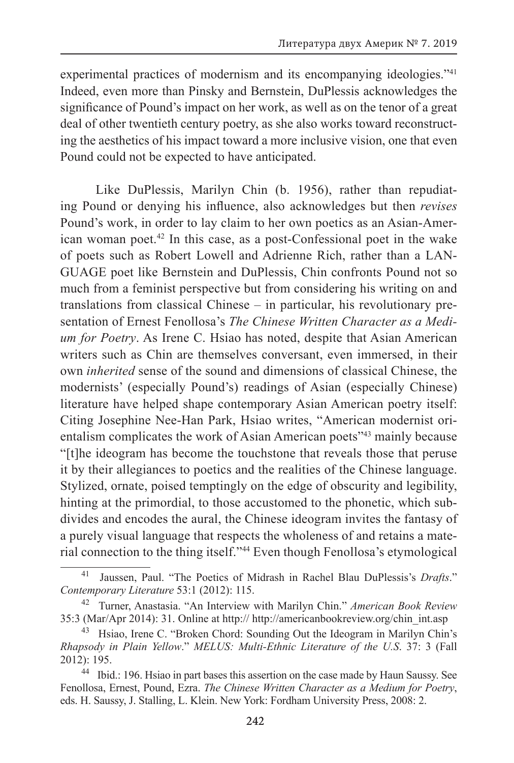experimental practices of modernism and its encompanying ideologies."[41] Indeed, even more than Pinsky and Bernstein, DuPlessis acknowledges the significance of Pound's impact on her work, as well as on the tenor of a great deal of other twentieth century poetry, as she also works toward reconstructing the aesthetics of his impact toward a more inclusive vision, one that even Pound could not be expected to have anticipated.

Like DuPlessis, Marilyn Chin (b. 1956), rather than repudiating Pound or denying his influence, also acknowledges but then *revises* Pound's work, in order to lay claim to her own poetics as an Asian-American woman poet.[42] In this case, as a post-Confessional poet in the wake of poets such as Robert Lowell and Adrienne Rich, rather than a LANGUAGE poet like Bernstein and DuPlessis, Chin confronts Pound not so much from a feminist perspective but from considering his writing on and translations from classical Chinese – in particular, his revolutionary presentation of Ernest Fenollosa's *The Chinese Written Character as a Medium for Poetry*. As Irene C. Hsiao has noted, despite that Asian American writers such as Chin are themselves conversant, even immersed, in their own *inherited* sense of the sound and dimensions of classical Chinese, the modernists' (especially Pound's) readings of Asian (especially Chinese) literature have helped shape contemporary Asian American poetry itself: Citing Josephine Nee-Han Park, Hsiao writes, "American modernist orientalism complicates the work of Asian American poets"[43] mainly because "[t]he ideogram has become the touchstone that reveals those that peruse it by their allegiances to poetics and the realities of the Chinese language. Stylized, ornate, poised temptingly on the edge of obscurity and legibility, hinting at the primordial, to those accustomed to the phonetic, which subdivides and encodes the aural, the Chinese ideogram invites the fantasy of a purely visual language that respects the wholeness of and retains a material connection to the thing itself."[44] Even though Fenollosa's etymological

---

[41] Jaussen, Paul. "The Poetics of Midrash in Rachel Blau DuPlessis's *Drafts*." *Contemporary Literature* 53:1 (2012): 115.

[42] Turner, Anastasia. "An Interview with Marilyn Chin." *American Book Review* 35:3 (Mar/Apr 2014): 31. Online at http:// http://americanbookreview.org/chin_int.asp

[43] Hsiao, Irene C. "Broken Chord: Sounding Out the Ideogram in Marilyn Chin's *Rhapsody in Plain Yellow*." *MELUS: Multi-Ethnic Literature of the U.S*. 37: 3 (Fall 2012): 195.

[44] Ibid.: 196. Hsiao in part bases this assertion on the case made by Haun Saussy. See Fenollosa, Ernest, Pound, Ezra. *The Chinese Written Character as a Medium for Poetry*, eds. H. Saussy, J. Stalling, L. Klein. New York: Fordham University Press, 2008: 2.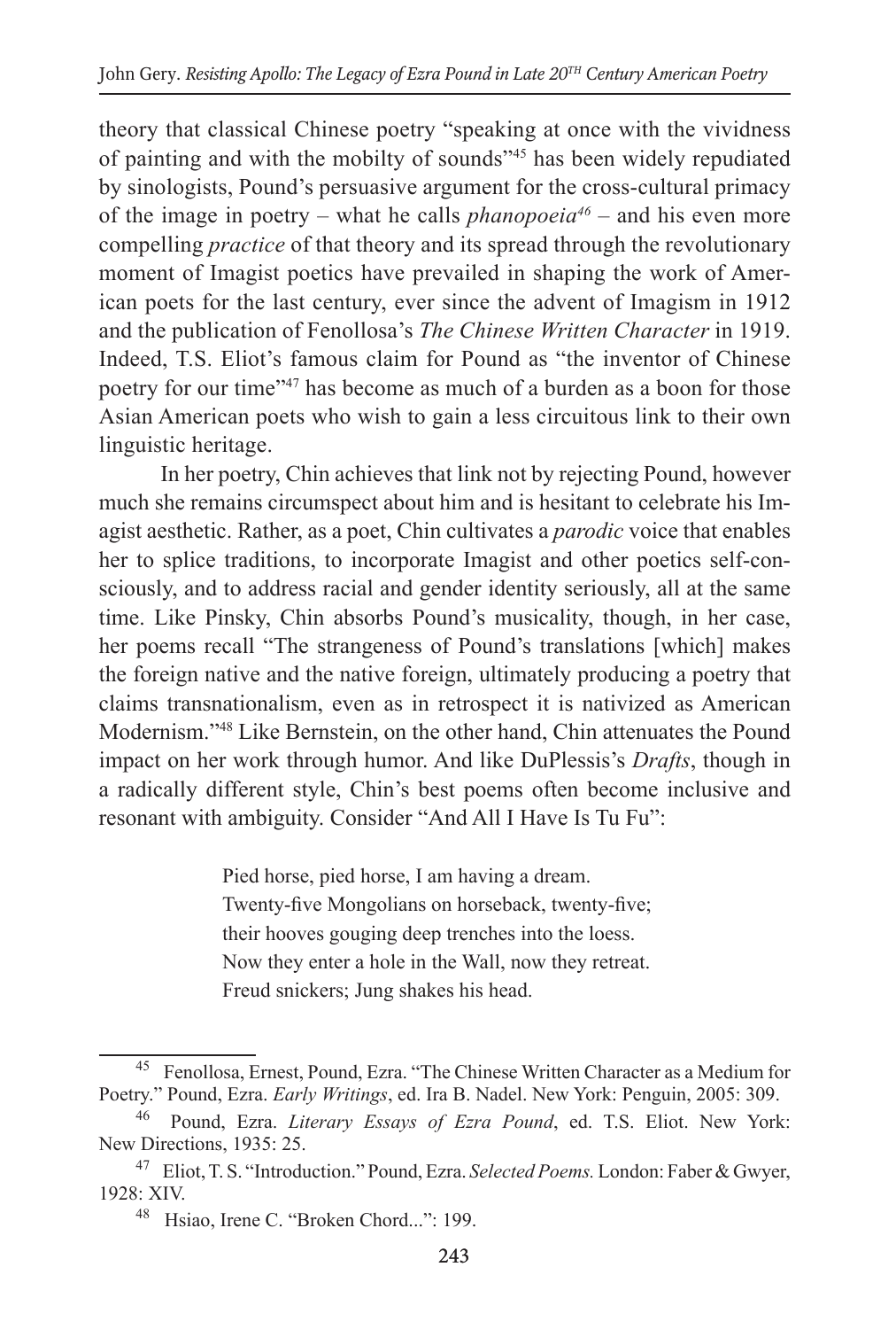theory that classical Chinese poetry "speaking at once with the vividness of painting and with the mobilty of sounds"[45] has been widely repudiated by sinologists, Pound's persuasive argument for the cross-cultural primacy of the image in poetry – what he calls *phanopoeia*[46] – and his even more compelling *practice* of that theory and its spread through the revolutionary moment of Imagist poetics have prevailed in shaping the work of American poets for the last century, ever since the advent of Imagism in 1912 and the publication of Fenollosa's *The Chinese Written Character* in 1919. Indeed, T.S. Eliot's famous claim for Pound as "the inventor of Chinese poetry for our time"[47] has become as much of a burden as a boon for those Asian American poets who wish to gain a less circuitous link to their own linguistic heritage.

In her poetry, Chin achieves that link not by rejecting Pound, however much she remains circumspect about him and is hesitant to celebrate his Imagist aesthetic. Rather, as a poet, Chin cultivates a *parodic* voice that enables her to splice traditions, to incorporate Imagist and other poetics self-consciously, and to address racial and gender identity seriously, all at the same time. Like Pinsky, Chin absorbs Pound's musicality, though, in her case, her poems recall "The strangeness of Pound's translations [which] makes the foreign native and the native foreign, ultimately producing a poetry that claims transnationalism, even as in retrospect it is nativized as American Modernism."[48] Like Bernstein, on the other hand, Chin attenuates the Pound impact on her work through humor. And like DuPlessis's *Drafts*, though in a radically different style, Chin's best poems often become inclusive and resonant with ambiguity. Consider "And All I Have Is Tu Fu":

> Pied horse, pied horse, I am having a dream.
> Twenty-five Mongolians on horseback, twenty-five;
> their hooves gouging deep trenches into the loess.
> Now they enter a hole in the Wall, now they retreat.
> Freud snickers; Jung shakes his head.

---

[45] Fenollosa, Ernest, Pound, Ezra. "The Chinese Written Character as a Medium for Poetry." Pound, Ezra. *Early Writings*, ed. Ira B. Nadel. New York: Penguin, 2005: 309.

[46] Pound, Ezra. *Literary Essays of Ezra Pound*, ed. T.S. Eliot. New York: New Directions, 1935: 25.

[47] Eliot, T. S. "Introduction." Pound, Ezra. *Selected Poems.* London: Faber & Gwyer, 1928: XIV.

[48] Hsiao, Irene C. "Broken Chord...": 199.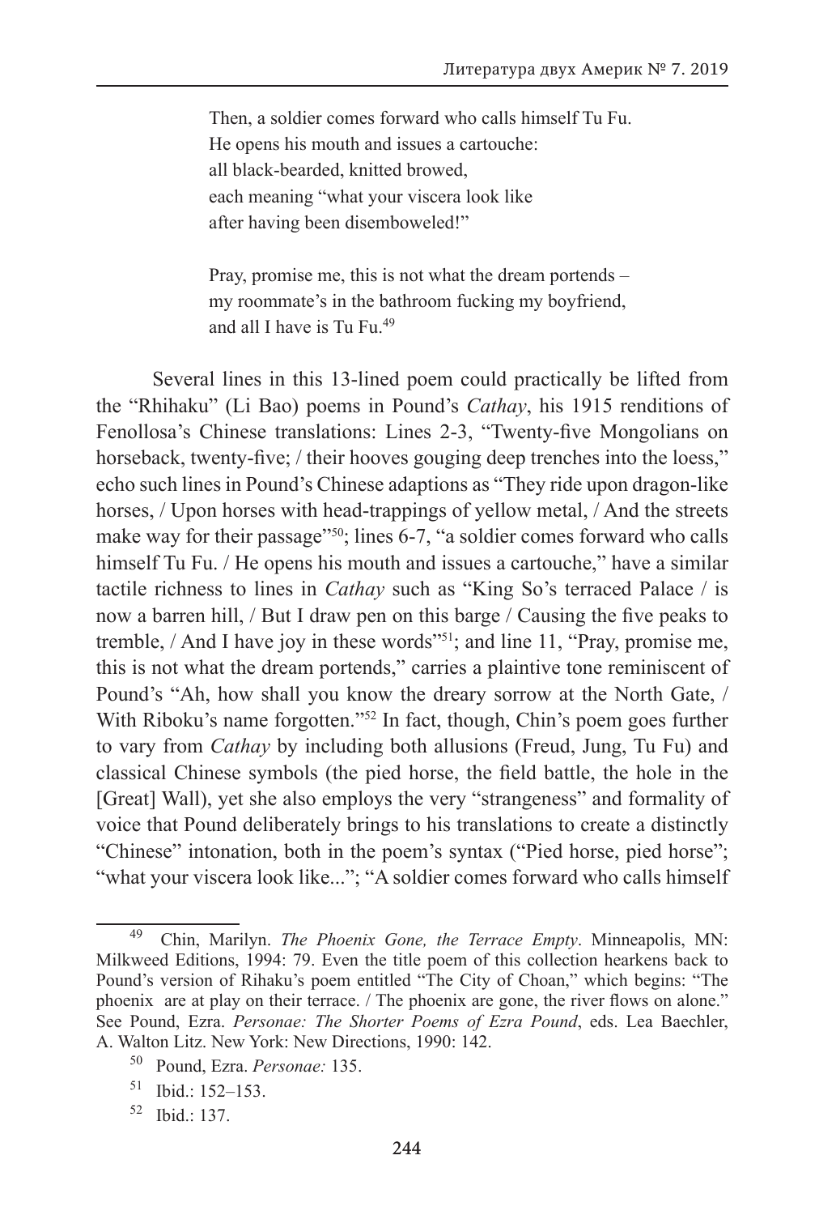> Then, a soldier comes forward who calls himself Tu Fu.
> He opens his mouth and issues a cartouche:
> all black-bearded, knitted browed,
> each meaning "what your viscera look like
> after having been disemboweled!"
>
> Pray, promise me, this is not what the dream portends –
> my roommate's in the bathroom fucking my boyfriend,
> and all I have is Tu Fu.[49]

Several lines in this 13-lined poem could practically be lifted from the "Rhihaku" (Li Bao) poems in Pound's *Cathay*, his 1915 renditions of Fenollosa's Chinese translations: Lines 2-3, "Twenty-five Mongolians on horseback, twenty-five; / their hooves gouging deep trenches into the loess," echo such lines in Pound's Chinese adaptions as "They ride upon dragon-like horses, / Upon horses with head-trappings of yellow metal, / And the streets make way for their passage"[50]; lines 6-7, "a soldier comes forward who calls himself Tu Fu. / He opens his mouth and issues a cartouche," have a similar tactile richness to lines in *Cathay* such as "King So's terraced Palace / is now a barren hill, / But I draw pen on this barge / Causing the five peaks to tremble, / And I have joy in these words"[51]; and line 11, "Pray, promise me, this is not what the dream portends," carries a plaintive tone reminiscent of Pound's "Ah, how shall you know the dreary sorrow at the North Gate, / With Riboku's name forgotten."[52] In fact, though, Chin's poem goes further to vary from *Cathay* by including both allusions (Freud, Jung, Tu Fu) and classical Chinese symbols (the pied horse, the field battle, the hole in the [Great] Wall), yet she also employs the very "strangeness" and formality of voice that Pound deliberately brings to his translations to create a distinctly "Chinese" intonation, both in the poem's syntax ("Pied horse, pied horse"; "what your viscera look like..."; "A soldier comes forward who calls himself

---

[49] Chin, Marilyn. *The Phoenix Gone, the Terrace Empty*. Minneapolis, MN: Milkweed Editions, 1994: 79. Even the title poem of this collection hearkens back to Pound's version of Rihaku's poem entitled "The City of Choan," which begins: "The phoenix are at play on their terrace. / The phoenix are gone, the river flows on alone." See Pound, Ezra. *Personae: The Shorter Poems of Ezra Pound*, eds. Lea Baechler, A. Walton Litz. New York: New Directions, 1990: 142.

[50] Pound, Ezra. *Personae:* 135.

[51] Ibid.: 152–153.

[52] Ibid.: 137.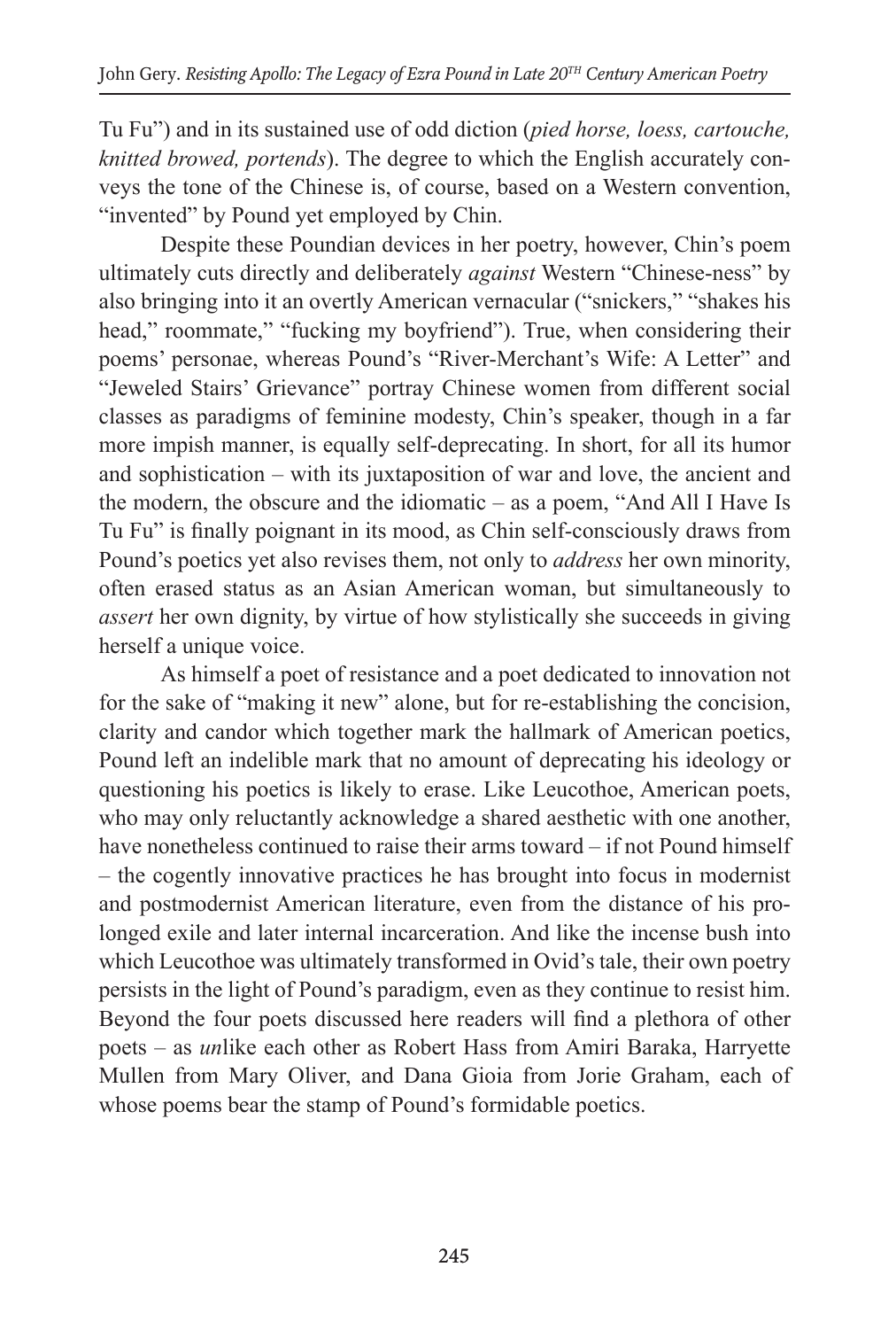Tu Fu") and in its sustained use of odd diction (*pied horse, loess, cartouche, knitted browed, portends*). The degree to which the English accurately conveys the tone of the Chinese is, of course, based on a Western convention, "invented" by Pound yet employed by Chin.

Despite these Poundian devices in her poetry, however, Chin's poem ultimately cuts directly and deliberately *against* Western "Chinese-ness" by also bringing into it an overtly American vernacular ("snickers," "shakes his head," roommate," "fucking my boyfriend"). True, when considering their poems' personae, whereas Pound's "River-Merchant's Wife: A Letter" and "Jeweled Stairs' Grievance" portray Chinese women from different social classes as paradigms of feminine modesty, Chin's speaker, though in a far more impish manner, is equally self-deprecating. In short, for all its humor and sophistication – with its juxtaposition of war and love, the ancient and the modern, the obscure and the idiomatic – as a poem, "And All I Have Is Tu Fu" is finally poignant in its mood, as Chin self-consciously draws from Pound's poetics yet also revises them, not only to *address* her own minority, often erased status as an Asian American woman, but simultaneously to *assert* her own dignity, by virtue of how stylistically she succeeds in giving herself a unique voice.

As himself a poet of resistance and a poet dedicated to innovation not for the sake of "making it new" alone, but for re-establishing the concision, clarity and candor which together mark the hallmark of American poetics, Pound left an indelible mark that no amount of deprecating his ideology or questioning his poetics is likely to erase. Like Leucothoe, American poets, who may only reluctantly acknowledge a shared aesthetic with one another, have nonetheless continued to raise their arms toward – if not Pound himself – the cogently innovative practices he has brought into focus in modernist and postmodernist American literature, even from the distance of his prolonged exile and later internal incarceration. And like the incense bush into which Leucothoe was ultimately transformed in Ovid's tale, their own poetry persists in the light of Pound's paradigm, even as they continue to resist him. Beyond the four poets discussed here readers will find a plethora of other poets – as *un*like each other as Robert Hass from Amiri Baraka, Harryette Mullen from Mary Oliver, and Dana Gioia from Jorie Graham, each of whose poems bear the stamp of Pound's formidable poetics.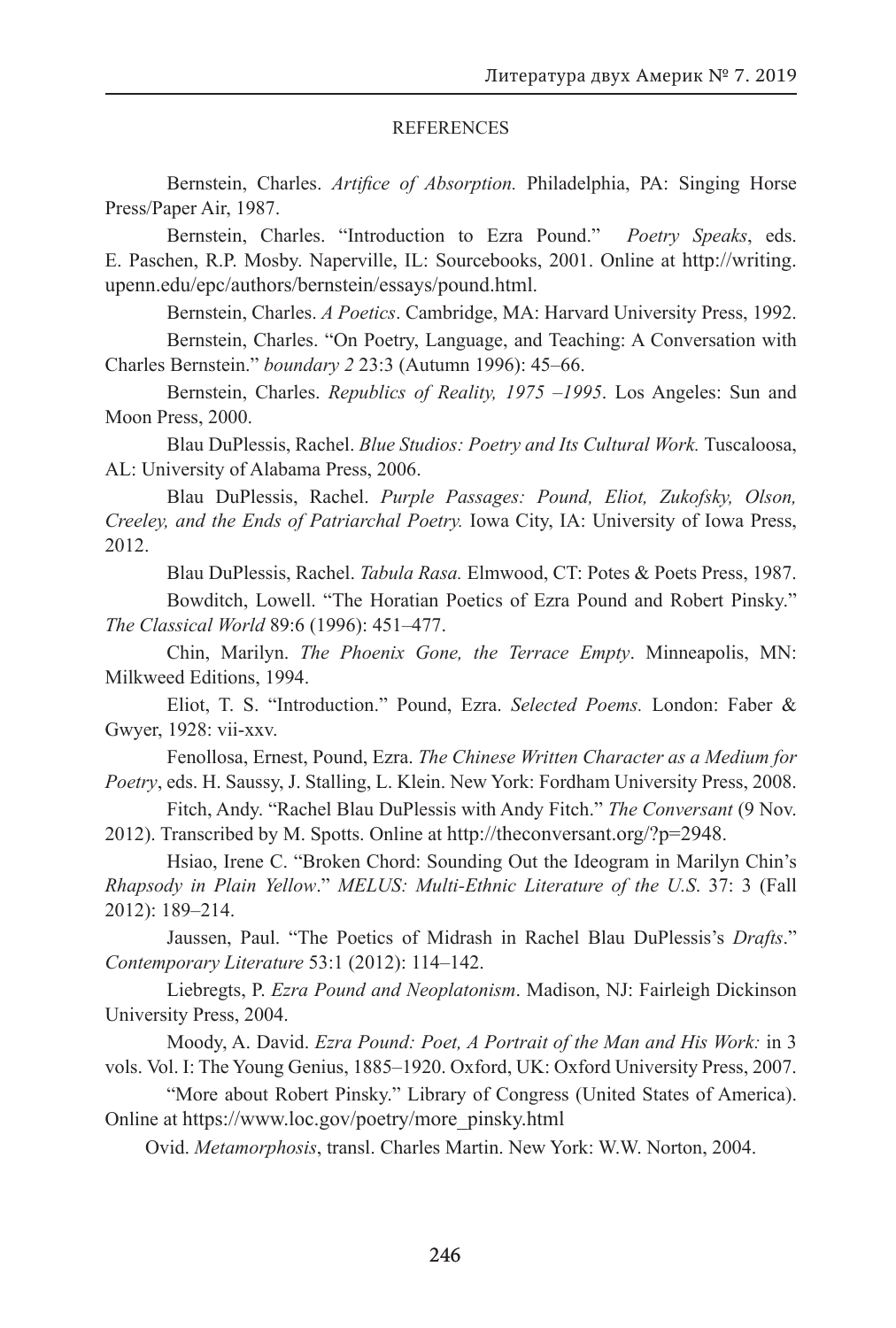## REFERENCES

Bernstein, Charles. *Artifice of Absorption.* Philadelphia, PA: Singing Horse Press/Paper Air, 1987.

Bernstein, Charles. "Introduction to Ezra Pound." *Poetry Speaks*, eds. E. Paschen, R.P. Mosby. Naperville, IL: Sourcebooks, 2001. Online at http://writing.upenn.edu/epc/authors/bernstein/essays/pound.html.

Bernstein, Charles. *A Poetics*. Cambridge, MA: Harvard University Press, 1992.

Bernstein, Charles. "On Poetry, Language, and Teaching: A Conversation with Charles Bernstein." *boundary 2* 23:3 (Autumn 1996): 45–66.

Bernstein, Charles. *Republics of Reality, 1975 –1995*. Los Angeles: Sun and Moon Press, 2000.

Blau DuPlessis, Rachel. *Blue Studios: Poetry and Its Cultural Work.* Tuscaloosa, AL: University of Alabama Press, 2006.

Blau DuPlessis, Rachel. *Purple Passages: Pound, Eliot, Zukofsky, Olson, Creeley, and the Ends of Patriarchal Poetry.* Iowa City, IA: University of Iowa Press, 2012.

Blau DuPlessis, Rachel. *Tabula Rasa.* Elmwood, CT: Potes & Poets Press, 1987.

Bowditch, Lowell. "The Horatian Poetics of Ezra Pound and Robert Pinsky." *The Classical World* 89:6 (1996): 451–477.

Chin, Marilyn. *The Phoenix Gone, the Terrace Empty*. Minneapolis, MN: Milkweed Editions, 1994.

Eliot, T. S. "Introduction." Pound, Ezra. *Selected Poems.* London: Faber & Gwyer, 1928: vii-xxv.

Fenollosa, Ernest, Pound, Ezra. *The Chinese Written Character as a Medium for Poetry*, eds. H. Saussy, J. Stalling, L. Klein. New York: Fordham University Press, 2008.

Fitch, Andy. "Rachel Blau DuPlessis with Andy Fitch." *The Conversant* (9 Nov. 2012). Transcribed by M. Spotts. Online at http://theconversant.org/?p=2948.

Hsiao, Irene C. "Broken Chord: Sounding Out the Ideogram in Marilyn Chin's *Rhapsody in Plain Yellow*." *MELUS: Multi-Ethnic Literature of the U.S*. 37: 3 (Fall 2012): 189–214.

Jaussen, Paul. "The Poetics of Midrash in Rachel Blau DuPlessis's *Drafts*." *Contemporary Literature* 53:1 (2012): 114–142.

Liebregts, P. *Ezra Pound and Neoplatonism*. Madison, NJ: Fairleigh Dickinson University Press, 2004.

Moody, A. David. *Ezra Pound: Poet, A Portrait of the Man and His Work:* in 3 vols. Vol. I: The Young Genius, 1885–1920. Oxford, UK: Oxford University Press, 2007.

"More about Robert Pinsky." Library of Congress (United States of America). Online at https://www.loc.gov/poetry/more_pinsky.html

Ovid. *Metamorphosis*, transl. Charles Martin. New York: W.W. Norton, 2004.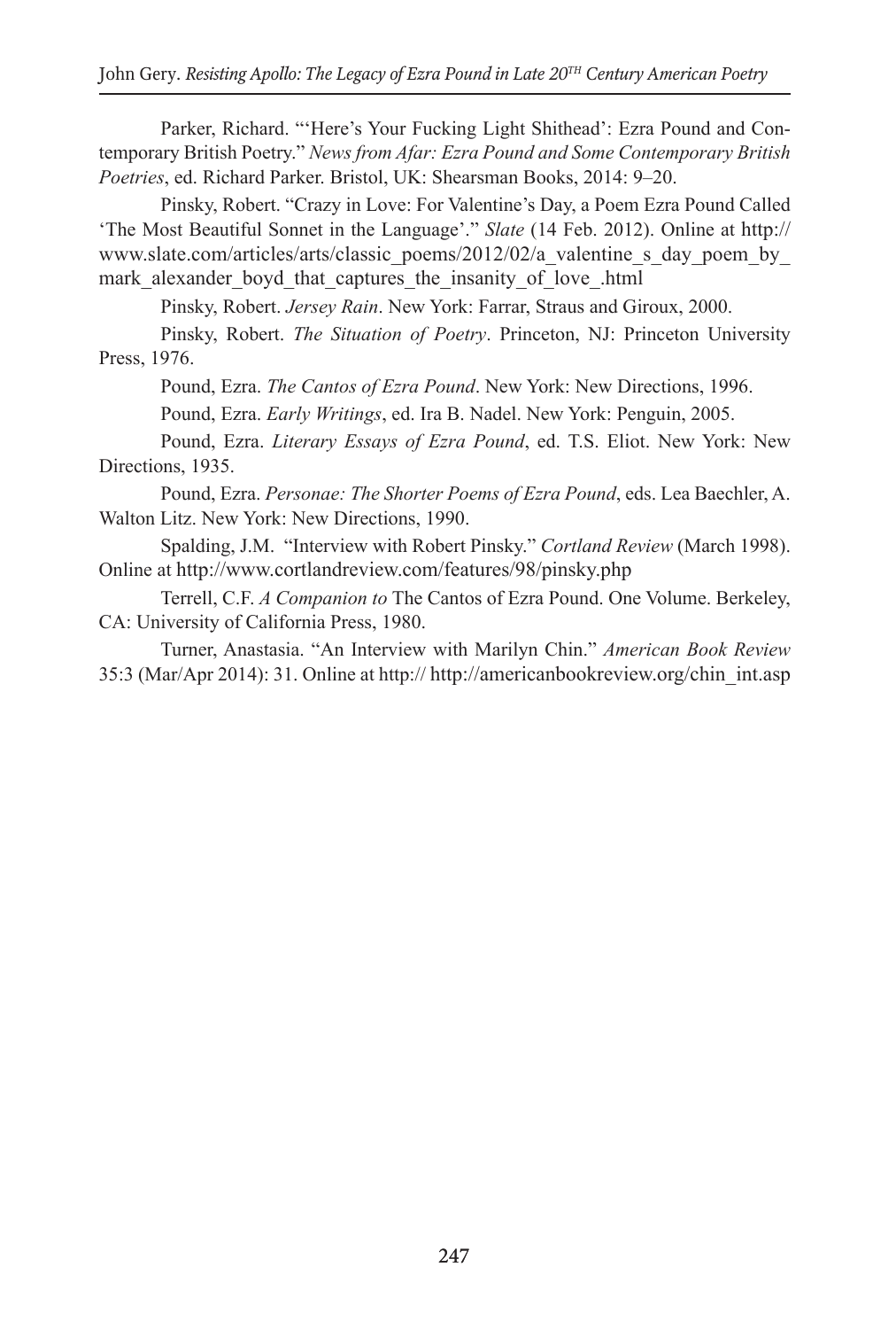Parker, Richard. "'Here's Your Fucking Light Shithead': Ezra Pound and Contemporary British Poetry." *News from Afar: Ezra Pound and Some Contemporary British Poetries*, ed. Richard Parker. Bristol, UK: Shearsman Books, 2014: 9–20.

Pinsky, Robert. "Crazy in Love: For Valentine's Day, a Poem Ezra Pound Called 'The Most Beautiful Sonnet in the Language'." *Slate* (14 Feb. 2012). Online at http://www.slate.com/articles/arts/classic_poems/2012/02/a_valentine_s_day_poem_by_mark_alexander_boyd_that_captures_the_insanity_of_love_.html

Pinsky, Robert. *Jersey Rain*. New York: Farrar, Straus and Giroux, 2000.

Pinsky, Robert. *The Situation of Poetry*. Princeton, NJ: Princeton University Press, 1976.

Pound, Ezra. *The Cantos of Ezra Pound*. New York: New Directions, 1996.

Pound, Ezra. *Early Writings*, ed. Ira B. Nadel. New York: Penguin, 2005.

Pound, Ezra. *Literary Essays of Ezra Pound*, ed. T.S. Eliot. New York: New Directions, 1935.

Pound, Ezra. *Personae: The Shorter Poems of Ezra Pound*, eds. Lea Baechler, A. Walton Litz. New York: New Directions, 1990.

Spalding, J.M. "Interview with Robert Pinsky." *Cortland Review* (March 1998). Online at http://www.cortlandreview.com/features/98/pinsky.php

Terrell, C.F. *A Companion to* The Cantos of Ezra Pound. One Volume. Berkeley, CA: University of California Press, 1980.

Turner, Anastasia. "An Interview with Marilyn Chin." *American Book Review* 35:3 (Mar/Apr 2014): 31. Online at http:// http://americanbookreview.org/chin_int.asp